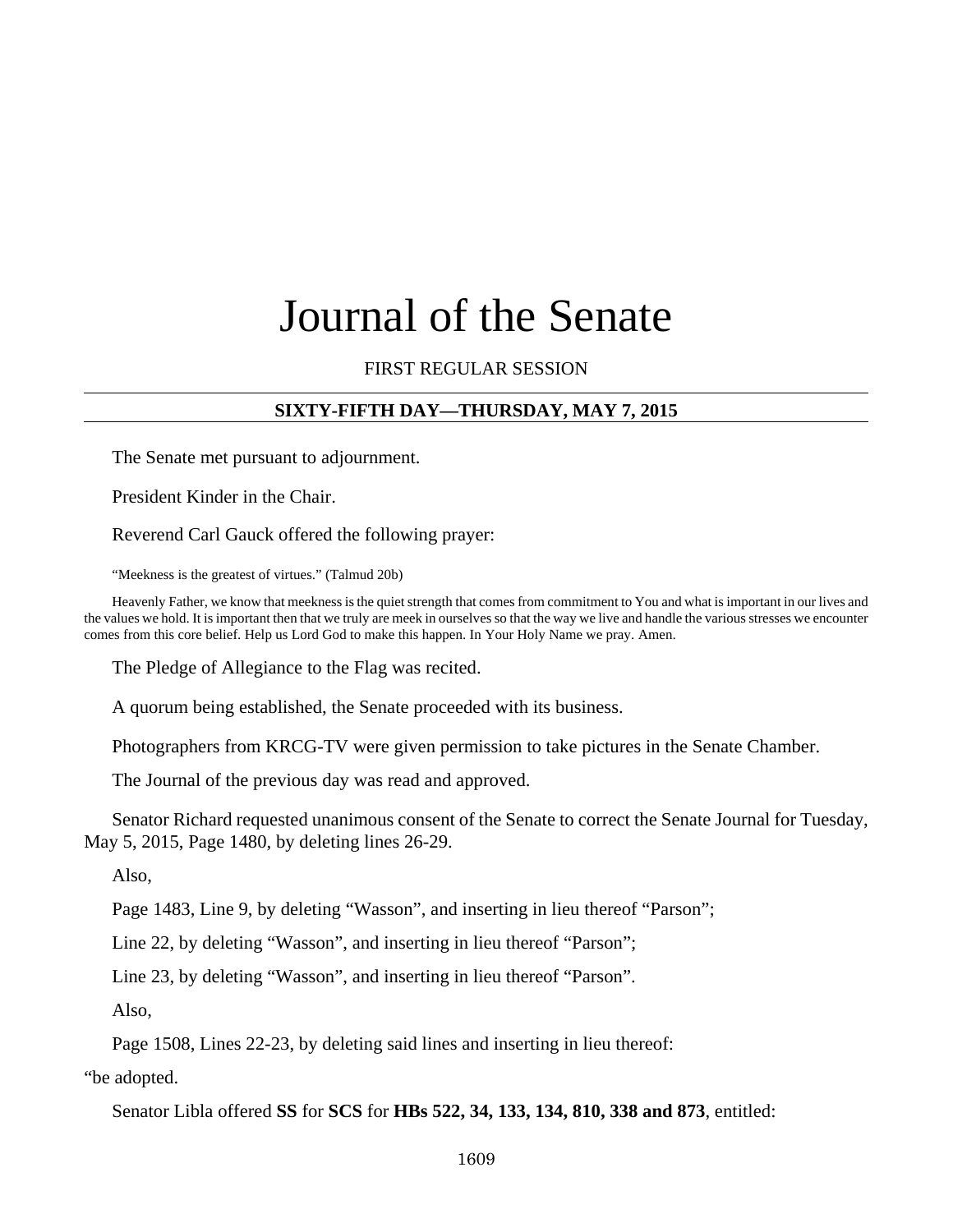# Journal of the Senate

FIRST REGULAR SESSION

---

**SIXTY-FIFTH DAY—THURSDAY, MAY 7, 2015**

---

The Senate met pursuant to adjournment.

President Kinder in the Chair.

Reverend Carl Gauck offered the following prayer:

"Meekness is the greatest of virtues." (Talmud 20b)

Heavenly Father, we know that meekness is the quiet strength that comes from commitment to You and what is important in our lives and the values we hold. It is important then that we truly are meek in ourselves so that the way we live and handle the various stresses we encounter comes from this core belief. Help us Lord God to make this happen. In Your Holy Name we pray. Amen.

The Pledge of Allegiance to the Flag was recited.

A quorum being established, the Senate proceeded with its business.

Photographers from KRCG-TV were given permission to take pictures in the Senate Chamber.

The Journal of the previous day was read and approved.

Senator Richard requested unanimous consent of the Senate to correct the Senate Journal for Tuesday, May 5, 2015, Page 1480, by deleting lines 26-29.

Also,

Page 1483, Line 9, by deleting "Wasson", and inserting in lieu thereof "Parson";

Line 22, by deleting "Wasson", and inserting in lieu thereof "Parson";

Line 23, by deleting "Wasson", and inserting in lieu thereof "Parson".

Also,

Page 1508, Lines 22-23, by deleting said lines and inserting in lieu thereof:

"be adopted.

Senator Libla offered **SS** for **SCS** for **HBs 522, 34, 133, 134, 810, 338 and 873**, entitled: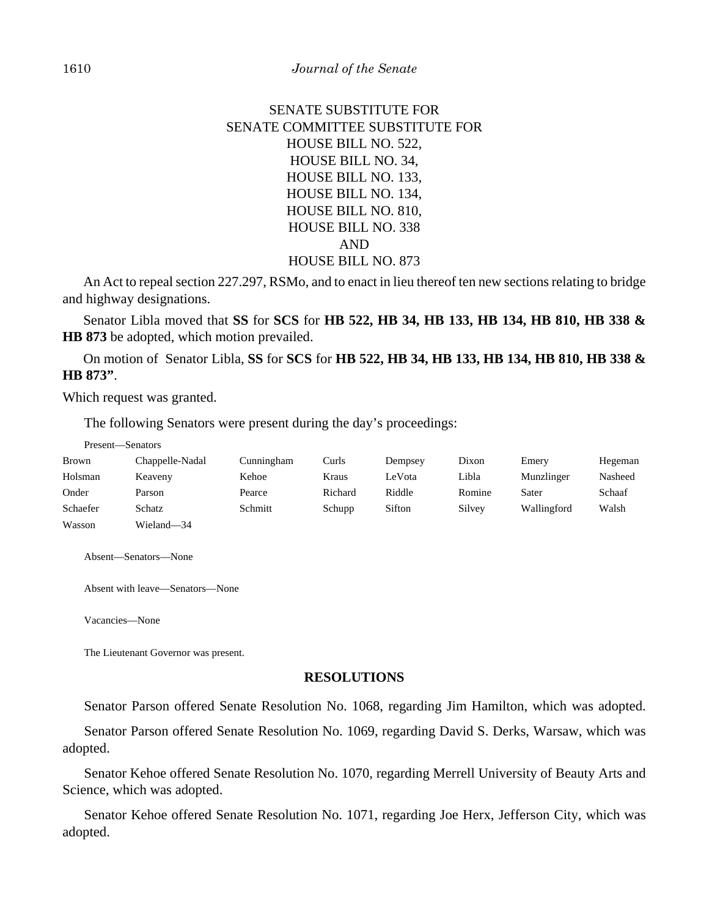SENATE SUBSTITUTE FOR
SENATE COMMITTEE SUBSTITUTE FOR
HOUSE BILL NO. 522,
HOUSE BILL NO. 34,
HOUSE BILL NO. 133,
HOUSE BILL NO. 134,
HOUSE BILL NO. 810,
HOUSE BILL NO. 338
AND
HOUSE BILL NO. 873

An Act to repeal section 227.297, RSMo, and to enact in lieu thereof ten new sections relating to bridge and highway designations.

Senator Libla moved that **SS** for **SCS** for **HB 522, HB 34, HB 133, HB 134, HB 810, HB 338 & HB 873** be adopted, which motion prevailed.

On motion of Senator Libla, **SS** for **SCS** for **HB 522, HB 34, HB 133, HB 134, HB 810, HB 338 & HB 873"**.

Which request was granted.

The following Senators were present during the day's proceedings:

Present—Senators

| | | | | | | | |
|---|---|---|---|---|---|---|---|
| Brown | Chappelle-Nadal | Cunningham | Curls | Dempsey | Dixon | Emery | Hegeman |
| Holsman | Keaveny | Kehoe | Kraus | LeVota | Libla | Munzlinger | Nasheed |
| Onder | Parson | Pearce | Richard | Riddle | Romine | Sater | Schaaf |
| Schaefer | Schatz | Schmitt | Schupp | Sifton | Silvey | Wallingford | Walsh |
| Wasson | Wieland—34 | | | | | | |

Absent—Senators—None

Absent with leave—Senators—None

Vacancies—None

The Lieutenant Governor was present.

## RESOLUTIONS

Senator Parson offered Senate Resolution No. 1068, regarding Jim Hamilton, which was adopted.

Senator Parson offered Senate Resolution No. 1069, regarding David S. Derks, Warsaw, which was adopted.

Senator Kehoe offered Senate Resolution No. 1070, regarding Merrell University of Beauty Arts and Science, which was adopted.

Senator Kehoe offered Senate Resolution No. 1071, regarding Joe Herx, Jefferson City, which was adopted.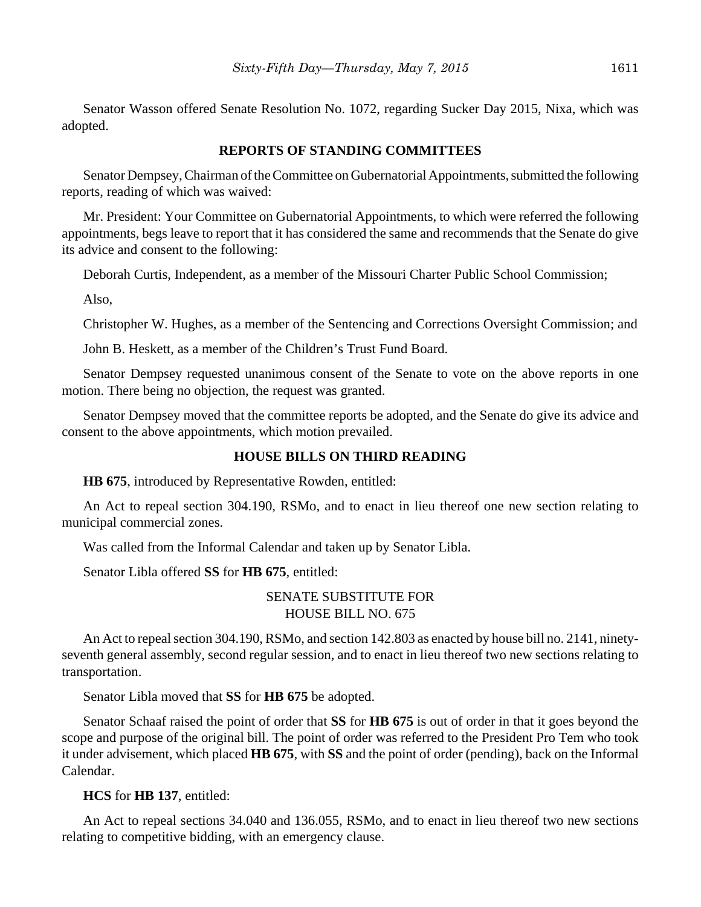Senator Wasson offered Senate Resolution No. 1072, regarding Sucker Day 2015, Nixa, which was adopted.

## REPORTS OF STANDING COMMITTEES

Senator Dempsey, Chairman of the Committee on Gubernatorial Appointments, submitted the following reports, reading of which was waived:

Mr. President: Your Committee on Gubernatorial Appointments, to which were referred the following appointments, begs leave to report that it has considered the same and recommends that the Senate do give its advice and consent to the following:

Deborah Curtis, Independent, as a member of the Missouri Charter Public School Commission;

Also,

Christopher W. Hughes, as a member of the Sentencing and Corrections Oversight Commission; and

John B. Heskett, as a member of the Children's Trust Fund Board.

Senator Dempsey requested unanimous consent of the Senate to vote on the above reports in one motion. There being no objection, the request was granted.

Senator Dempsey moved that the committee reports be adopted, and the Senate do give its advice and consent to the above appointments, which motion prevailed.

## HOUSE BILLS ON THIRD READING

**HB 675**, introduced by Representative Rowden, entitled:

An Act to repeal section 304.190, RSMo, and to enact in lieu thereof one new section relating to municipal commercial zones.

Was called from the Informal Calendar and taken up by Senator Libla.

Senator Libla offered **SS** for **HB 675**, entitled:

SENATE SUBSTITUTE FOR
HOUSE BILL NO. 675

An Act to repeal section 304.190, RSMo, and section 142.803 as enacted by house bill no. 2141, ninety-seventh general assembly, second regular session, and to enact in lieu thereof two new sections relating to transportation.

Senator Libla moved that **SS** for **HB 675** be adopted.

Senator Schaaf raised the point of order that **SS** for **HB 675** is out of order in that it goes beyond the scope and purpose of the original bill. The point of order was referred to the President Pro Tem who took it under advisement, which placed **HB 675**, with **SS** and the point of order (pending), back on the Informal Calendar.

**HCS** for **HB 137**, entitled:

An Act to repeal sections 34.040 and 136.055, RSMo, and to enact in lieu thereof two new sections relating to competitive bidding, with an emergency clause.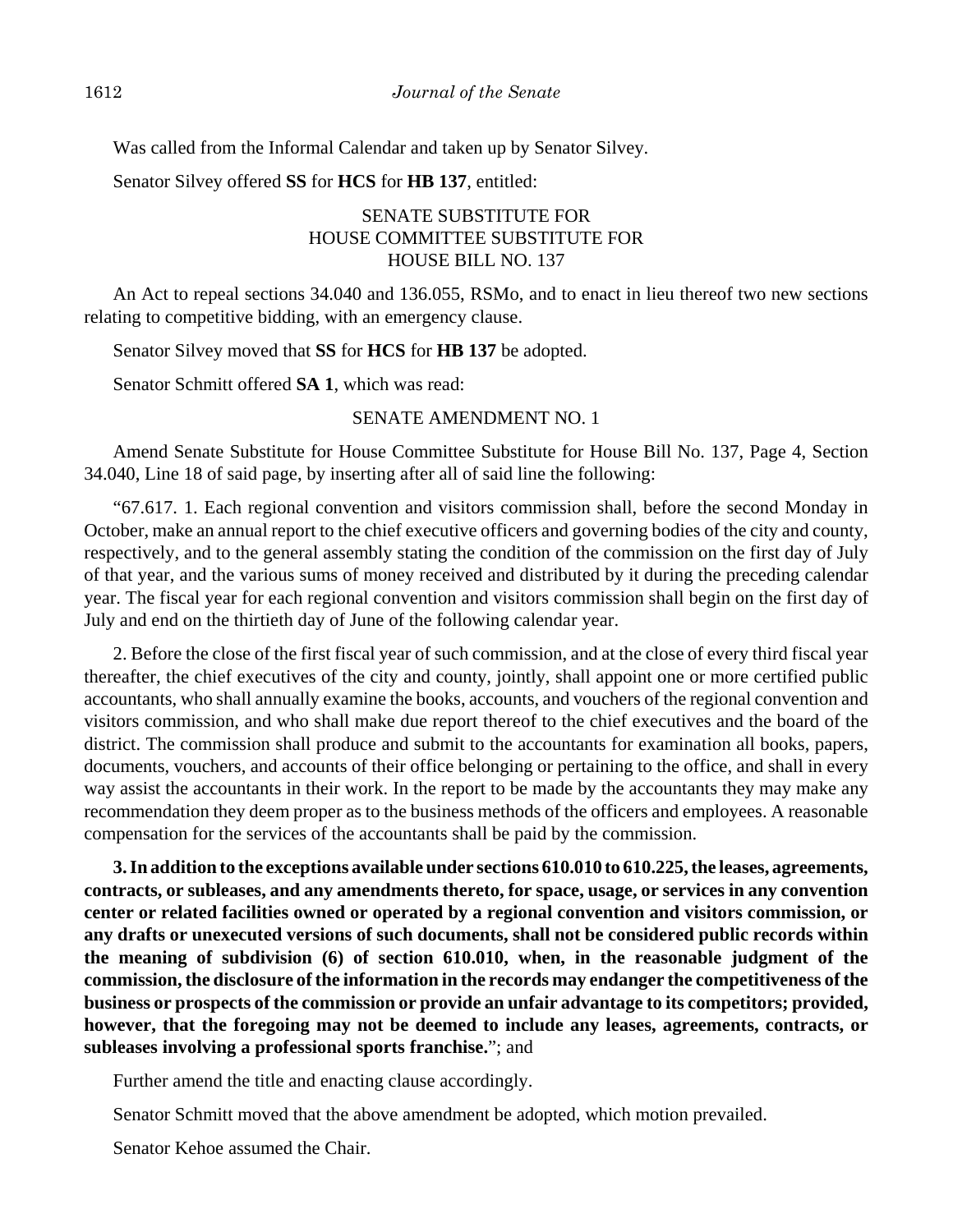Was called from the Informal Calendar and taken up by Senator Silvey.

Senator Silvey offered **SS** for **HCS** for **HB 137**, entitled:

SENATE SUBSTITUTE FOR
HOUSE COMMITTEE SUBSTITUTE FOR
HOUSE BILL NO. 137

An Act to repeal sections 34.040 and 136.055, RSMo, and to enact in lieu thereof two new sections relating to competitive bidding, with an emergency clause.

Senator Silvey moved that **SS** for **HCS** for **HB 137** be adopted.

Senator Schmitt offered **SA 1**, which was read:

SENATE AMENDMENT NO. 1

Amend Senate Substitute for House Committee Substitute for House Bill No. 137, Page 4, Section 34.040, Line 18 of said page, by inserting after all of said line the following:

"67.617. 1. Each regional convention and visitors commission shall, before the second Monday in October, make an annual report to the chief executive officers and governing bodies of the city and county, respectively, and to the general assembly stating the condition of the commission on the first day of July of that year, and the various sums of money received and distributed by it during the preceding calendar year. The fiscal year for each regional convention and visitors commission shall begin on the first day of July and end on the thirtieth day of June of the following calendar year.

2. Before the close of the first fiscal year of such commission, and at the close of every third fiscal year thereafter, the chief executives of the city and county, jointly, shall appoint one or more certified public accountants, who shall annually examine the books, accounts, and vouchers of the regional convention and visitors commission, and who shall make due report thereof to the chief executives and the board of the district. The commission shall produce and submit to the accountants for examination all books, papers, documents, vouchers, and accounts of their office belonging or pertaining to the office, and shall in every way assist the accountants in their work. In the report to be made by the accountants they may make any recommendation they deem proper as to the business methods of the officers and employees. A reasonable compensation for the services of the accountants shall be paid by the commission.

**3. In addition to the exceptions available under sections 610.010 to 610.225, the leases, agreements, contracts, or subleases, and any amendments thereto, for space, usage, or services in any convention center or related facilities owned or operated by a regional convention and visitors commission, or any drafts or unexecuted versions of such documents, shall not be considered public records within the meaning of subdivision (6) of section 610.010, when, in the reasonable judgment of the commission, the disclosure of the information in the records may endanger the competitiveness of the business or prospects of the commission or provide an unfair advantage to its competitors; provided, however, that the foregoing may not be deemed to include any leases, agreements, contracts, or subleases involving a professional sports franchise.**"; and

Further amend the title and enacting clause accordingly.

Senator Schmitt moved that the above amendment be adopted, which motion prevailed.

Senator Kehoe assumed the Chair.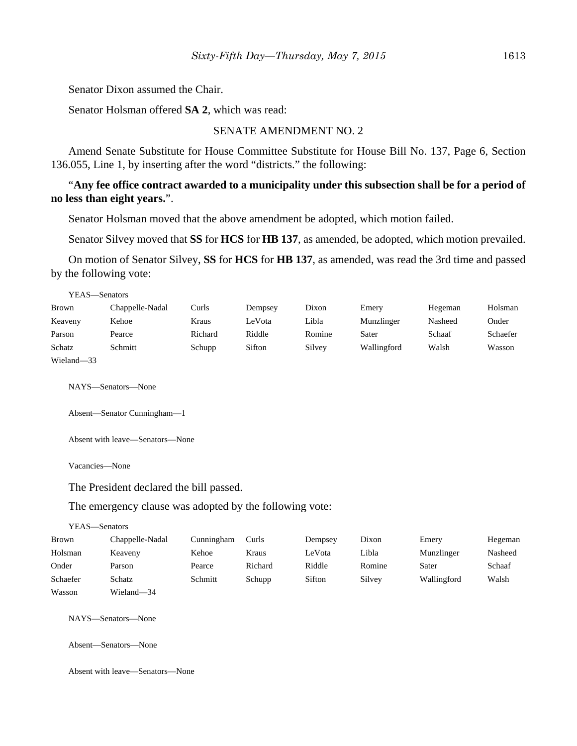Senator Dixon assumed the Chair.

Senator Holsman offered **SA 2**, which was read:

SENATE AMENDMENT NO. 2

Amend Senate Substitute for House Committee Substitute for House Bill No. 137, Page 6, Section 136.055, Line 1, by inserting after the word “districts.” the following:

“**Any fee office contract awarded to a municipality under this subsection shall be for a period of no less than eight years.**”.

Senator Holsman moved that the above amendment be adopted, which motion failed.

Senator Silvey moved that **SS** for **HCS** for **HB 137**, as amended, be adopted, which motion prevailed.

On motion of Senator Silvey, **SS** for **HCS** for **HB 137**, as amended, was read the 3rd time and passed by the following vote:

YEAS—Senators

| | | | | | | | |
|---|---|---|---|---|---|---|---|
| Brown | Chappelle-Nadal | Curls | Dempsey | Dixon | Emery | Hegeman | Holsman |
| Keaveny | Kehoe | Kraus | LeVota | Libla | Munzlinger | Nasheed | Onder |
| Parson | Pearce | Richard | Riddle | Romine | Sater | Schaaf | Schaefer |
| Schatz | Schmitt | Schupp | Sifton | Silvey | Wallingford | Walsh | Wasson |
| Wieland—33 | | | | | | | |

NAYS—Senators—None

Absent—Senator Cunningham—1

Absent with leave—Senators—None

Vacancies—None

The President declared the bill passed.

The emergency clause was adopted by the following vote:

YEAS—Senators

| | | | | | | | |
|---|---|---|---|---|---|---|---|
| Brown | Chappelle-Nadal | Cunningham | Curls | Dempsey | Dixon | Emery | Hegeman |
| Holsman | Keaveny | Kehoe | Kraus | LeVota | Libla | Munzlinger | Nasheed |
| Onder | Parson | Pearce | Richard | Riddle | Romine | Sater | Schaaf |
| Schaefer | Schatz | Schmitt | Schupp | Sifton | Silvey | Wallingford | Walsh |
| Wasson | Wieland—34 | | | | | | |

NAYS—Senators—None

Absent—Senators—None

Absent with leave—Senators—None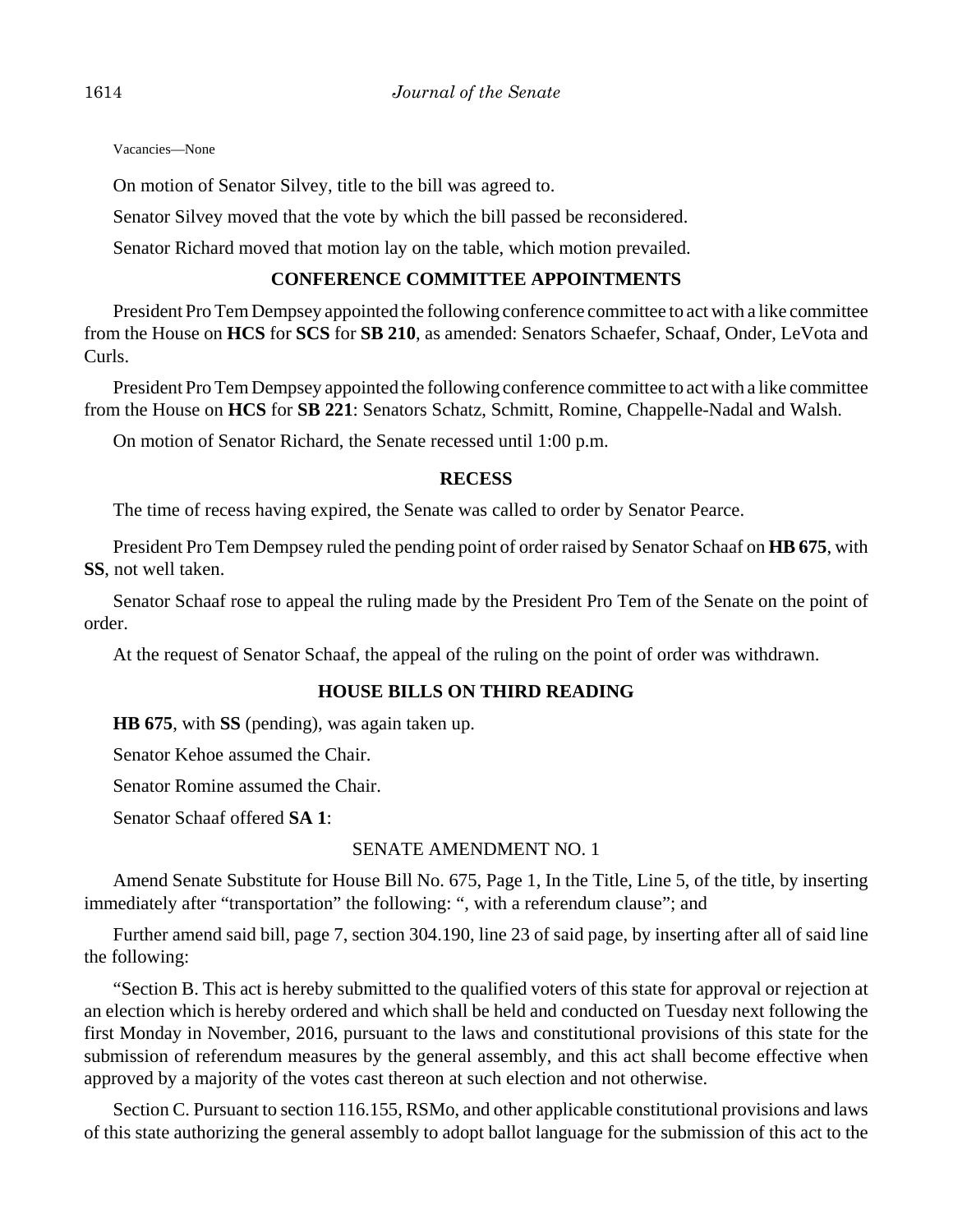Vacancies—None

On motion of Senator Silvey, title to the bill was agreed to.

Senator Silvey moved that the vote by which the bill passed be reconsidered.

Senator Richard moved that motion lay on the table, which motion prevailed.

## CONFERENCE COMMITTEE APPOINTMENTS

President Pro Tem Dempsey appointed the following conference committee to act with a like committee from the House on **HCS** for **SCS** for **SB 210**, as amended: Senators Schaefer, Schaaf, Onder, LeVota and Curls.

President Pro Tem Dempsey appointed the following conference committee to act with a like committee from the House on **HCS** for **SB 221**: Senators Schatz, Schmitt, Romine, Chappelle-Nadal and Walsh.

On motion of Senator Richard, the Senate recessed until 1:00 p.m.

## RECESS

The time of recess having expired, the Senate was called to order by Senator Pearce.

President Pro Tem Dempsey ruled the pending point of order raised by Senator Schaaf on **HB 675**, with **SS**, not well taken.

Senator Schaaf rose to appeal the ruling made by the President Pro Tem of the Senate on the point of order.

At the request of Senator Schaaf, the appeal of the ruling on the point of order was withdrawn.

## HOUSE BILLS ON THIRD READING

**HB 675**, with **SS** (pending), was again taken up.

Senator Kehoe assumed the Chair.

Senator Romine assumed the Chair.

Senator Schaaf offered **SA 1**:

SENATE AMENDMENT NO. 1

Amend Senate Substitute for House Bill No. 675, Page 1, In the Title, Line 5, of the title, by inserting immediately after "transportation" the following: ", with a referendum clause"; and

Further amend said bill, page 7, section 304.190, line 23 of said page, by inserting after all of said line the following:

"Section B. This act is hereby submitted to the qualified voters of this state for approval or rejection at an election which is hereby ordered and which shall be held and conducted on Tuesday next following the first Monday in November, 2016, pursuant to the laws and constitutional provisions of this state for the submission of referendum measures by the general assembly, and this act shall become effective when approved by a majority of the votes cast thereon at such election and not otherwise.

Section C. Pursuant to section 116.155, RSMo, and other applicable constitutional provisions and laws of this state authorizing the general assembly to adopt ballot language for the submission of this act to the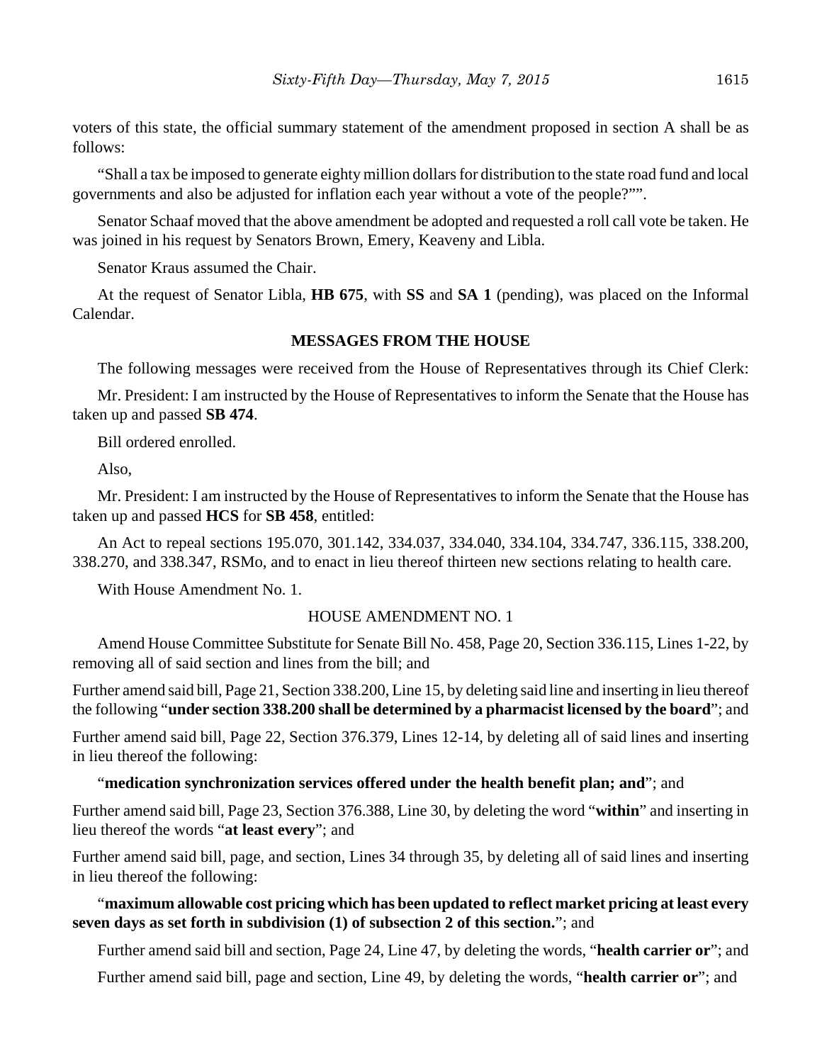voters of this state, the official summary statement of the amendment proposed in section A shall be as follows:

"Shall a tax be imposed to generate eighty million dollars for distribution to the state road fund and local governments and also be adjusted for inflation each year without a vote of the people?"".

Senator Schaaf moved that the above amendment be adopted and requested a roll call vote be taken. He was joined in his request by Senators Brown, Emery, Keaveny and Libla.

Senator Kraus assumed the Chair.

At the request of Senator Libla, **HB 675**, with **SS** and **SA 1** (pending), was placed on the Informal Calendar.

## MESSAGES FROM THE HOUSE

The following messages were received from the House of Representatives through its Chief Clerk:

Mr. President: I am instructed by the House of Representatives to inform the Senate that the House has taken up and passed **SB 474**.

Bill ordered enrolled.

Also,

Mr. President: I am instructed by the House of Representatives to inform the Senate that the House has taken up and passed **HCS** for **SB 458**, entitled:

An Act to repeal sections 195.070, 301.142, 334.037, 334.040, 334.104, 334.747, 336.115, 338.200, 338.270, and 338.347, RSMo, and to enact in lieu thereof thirteen new sections relating to health care.

With House Amendment No. 1.

### HOUSE AMENDMENT NO. 1

Amend House Committee Substitute for Senate Bill No. 458, Page 20, Section 336.115, Lines 1-22, by removing all of said section and lines from the bill; and

Further amend said bill, Page 21, Section 338.200, Line 15, by deleting said line and inserting in lieu thereof the following "**under section 338.200 shall be determined by a pharmacist licensed by the board**"; and

Further amend said bill, Page 22, Section 376.379, Lines 12-14, by deleting all of said lines and inserting in lieu thereof the following:

"**medication synchronization services offered under the health benefit plan; and**"; and

Further amend said bill, Page 23, Section 376.388, Line 30, by deleting the word "**within**" and inserting in lieu thereof the words "**at least every**"; and

Further amend said bill, page, and section, Lines 34 through 35, by deleting all of said lines and inserting in lieu thereof the following:

"**maximum allowable cost pricing which has been updated to reflect market pricing at least every seven days as set forth in subdivision (1) of subsection 2 of this section.**"; and

Further amend said bill and section, Page 24, Line 47, by deleting the words, "**health carrier or**"; and

Further amend said bill, page and section, Line 49, by deleting the words, "**health carrier or**"; and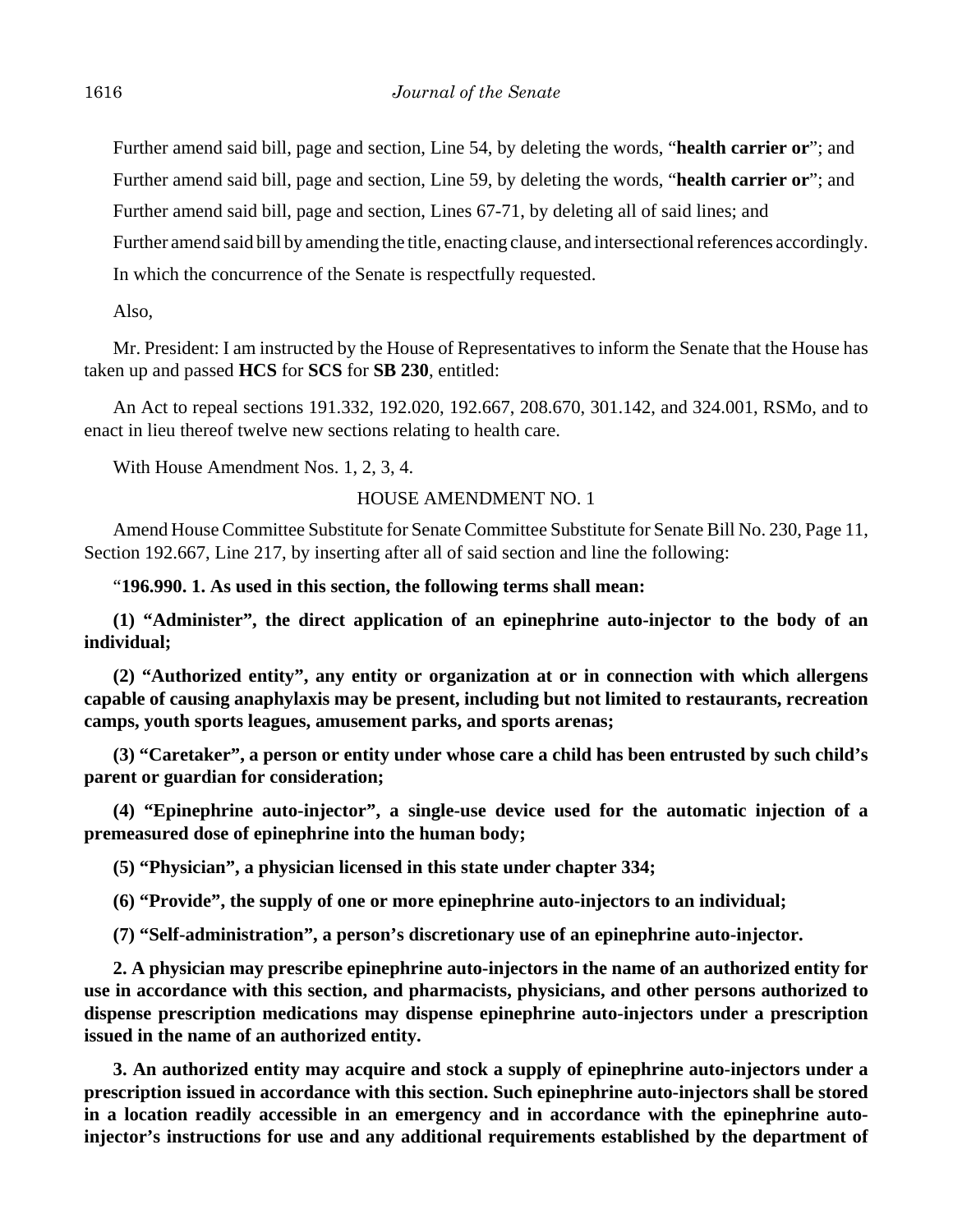Further amend said bill, page and section, Line 54, by deleting the words, "**health carrier or**"; and

Further amend said bill, page and section, Line 59, by deleting the words, "**health carrier or**"; and

Further amend said bill, page and section, Lines 67-71, by deleting all of said lines; and

Further amend said bill by amending the title, enacting clause, and intersectional references accordingly.

In which the concurrence of the Senate is respectfully requested.

Also,

Mr. President: I am instructed by the House of Representatives to inform the Senate that the House has taken up and passed **HCS** for **SCS** for **SB 230**, entitled:

An Act to repeal sections 191.332, 192.020, 192.667, 208.670, 301.142, and 324.001, RSMo, and to enact in lieu thereof twelve new sections relating to health care.

With House Amendment Nos. 1, 2, 3, 4.

HOUSE AMENDMENT NO. 1

Amend House Committee Substitute for Senate Committee Substitute for Senate Bill No. 230, Page 11, Section 192.667, Line 217, by inserting after all of said section and line the following:

"**196.990. 1. As used in this section, the following terms shall mean:**

**(1) "Administer", the direct application of an epinephrine auto-injector to the body of an individual;**

**(2) "Authorized entity", any entity or organization at or in connection with which allergens capable of causing anaphylaxis may be present, including but not limited to restaurants, recreation camps, youth sports leagues, amusement parks, and sports arenas;**

**(3) "Caretaker", a person or entity under whose care a child has been entrusted by such child's parent or guardian for consideration;**

**(4) "Epinephrine auto-injector", a single-use device used for the automatic injection of a premeasured dose of epinephrine into the human body;**

**(5) "Physician", a physician licensed in this state under chapter 334;**

**(6) "Provide", the supply of one or more epinephrine auto-injectors to an individual;**

**(7) "Self-administration", a person's discretionary use of an epinephrine auto-injector.**

**2. A physician may prescribe epinephrine auto-injectors in the name of an authorized entity for use in accordance with this section, and pharmacists, physicians, and other persons authorized to dispense prescription medications may dispense epinephrine auto-injectors under a prescription issued in the name of an authorized entity.**

**3. An authorized entity may acquire and stock a supply of epinephrine auto-injectors under a prescription issued in accordance with this section. Such epinephrine auto-injectors shall be stored in a location readily accessible in an emergency and in accordance with the epinephrine auto-injector's instructions for use and any additional requirements established by the department of**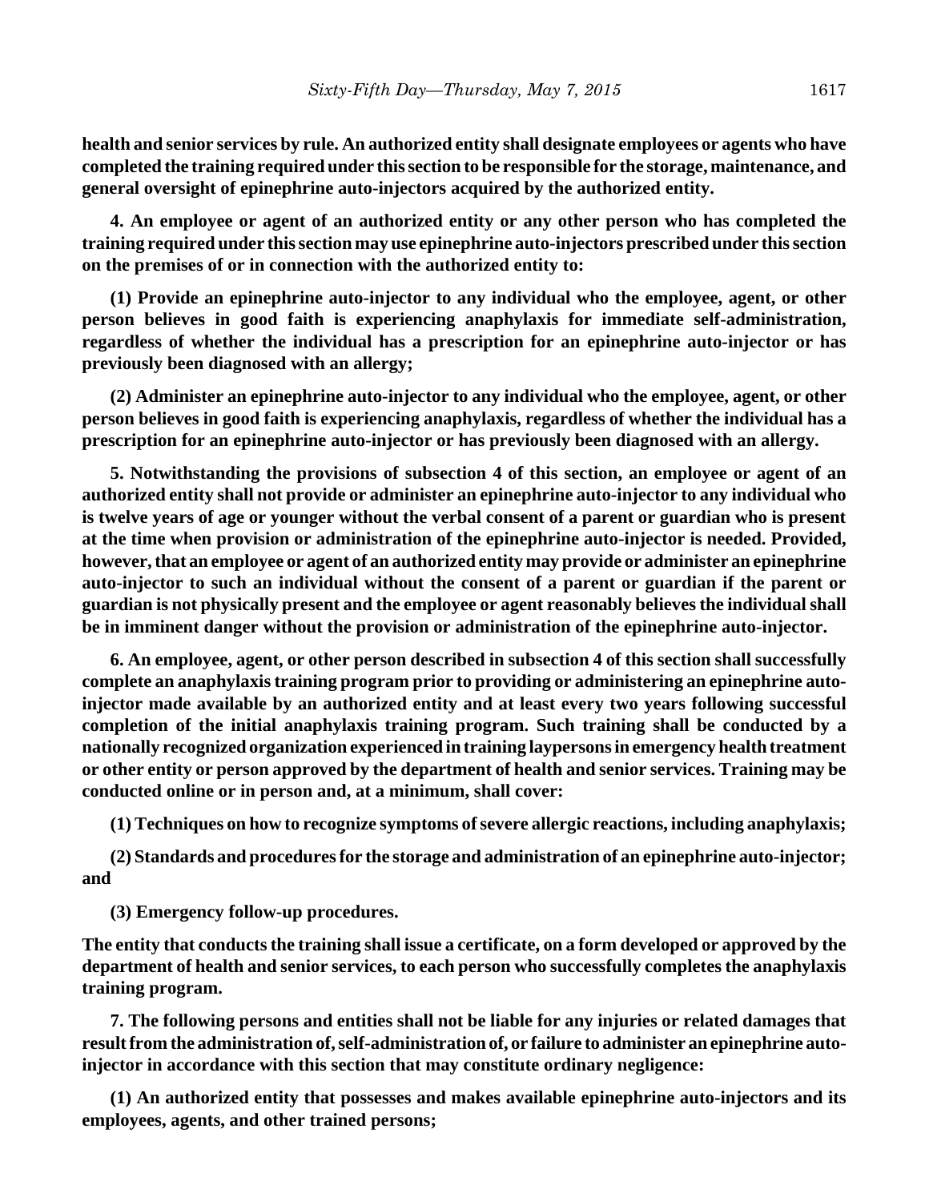**health and senior services by rule. An authorized entity shall designate employees or agents who have completed the training required under this section to be responsible for the storage, maintenance, and general oversight of epinephrine auto-injectors acquired by the authorized entity.**

**4. An employee or agent of an authorized entity or any other person who has completed the training required under this section may use epinephrine auto-injectors prescribed under this section on the premises of or in connection with the authorized entity to:**

**(1) Provide an epinephrine auto-injector to any individual who the employee, agent, or other person believes in good faith is experiencing anaphylaxis for immediate self-administration, regardless of whether the individual has a prescription for an epinephrine auto-injector or has previously been diagnosed with an allergy;**

**(2) Administer an epinephrine auto-injector to any individual who the employee, agent, or other person believes in good faith is experiencing anaphylaxis, regardless of whether the individual has a prescription for an epinephrine auto-injector or has previously been diagnosed with an allergy.**

**5. Notwithstanding the provisions of subsection 4 of this section, an employee or agent of an authorized entity shall not provide or administer an epinephrine auto-injector to any individual who is twelve years of age or younger without the verbal consent of a parent or guardian who is present at the time when provision or administration of the epinephrine auto-injector is needed. Provided, however, that an employee or agent of an authorized entity may provide or administer an epinephrine auto-injector to such an individual without the consent of a parent or guardian if the parent or guardian is not physically present and the employee or agent reasonably believes the individual shall be in imminent danger without the provision or administration of the epinephrine auto-injector.**

**6. An employee, agent, or other person described in subsection 4 of this section shall successfully complete an anaphylaxis training program prior to providing or administering an epinephrine auto-injector made available by an authorized entity and at least every two years following successful completion of the initial anaphylaxis training program. Such training shall be conducted by a nationally recognized organization experienced in training laypersons in emergency health treatment or other entity or person approved by the department of health and senior services. Training may be conducted online or in person and, at a minimum, shall cover:**

**(1) Techniques on how to recognize symptoms of severe allergic reactions, including anaphylaxis;**

**(2) Standards and procedures for the storage and administration of an epinephrine auto-injector; and**

**(3) Emergency follow-up procedures.**

**The entity that conducts the training shall issue a certificate, on a form developed or approved by the department of health and senior services, to each person who successfully completes the anaphylaxis training program.**

**7. The following persons and entities shall not be liable for any injuries or related damages that result from the administration of, self-administration of, or failure to administer an epinephrine auto-injector in accordance with this section that may constitute ordinary negligence:**

**(1) An authorized entity that possesses and makes available epinephrine auto-injectors and its employees, agents, and other trained persons;**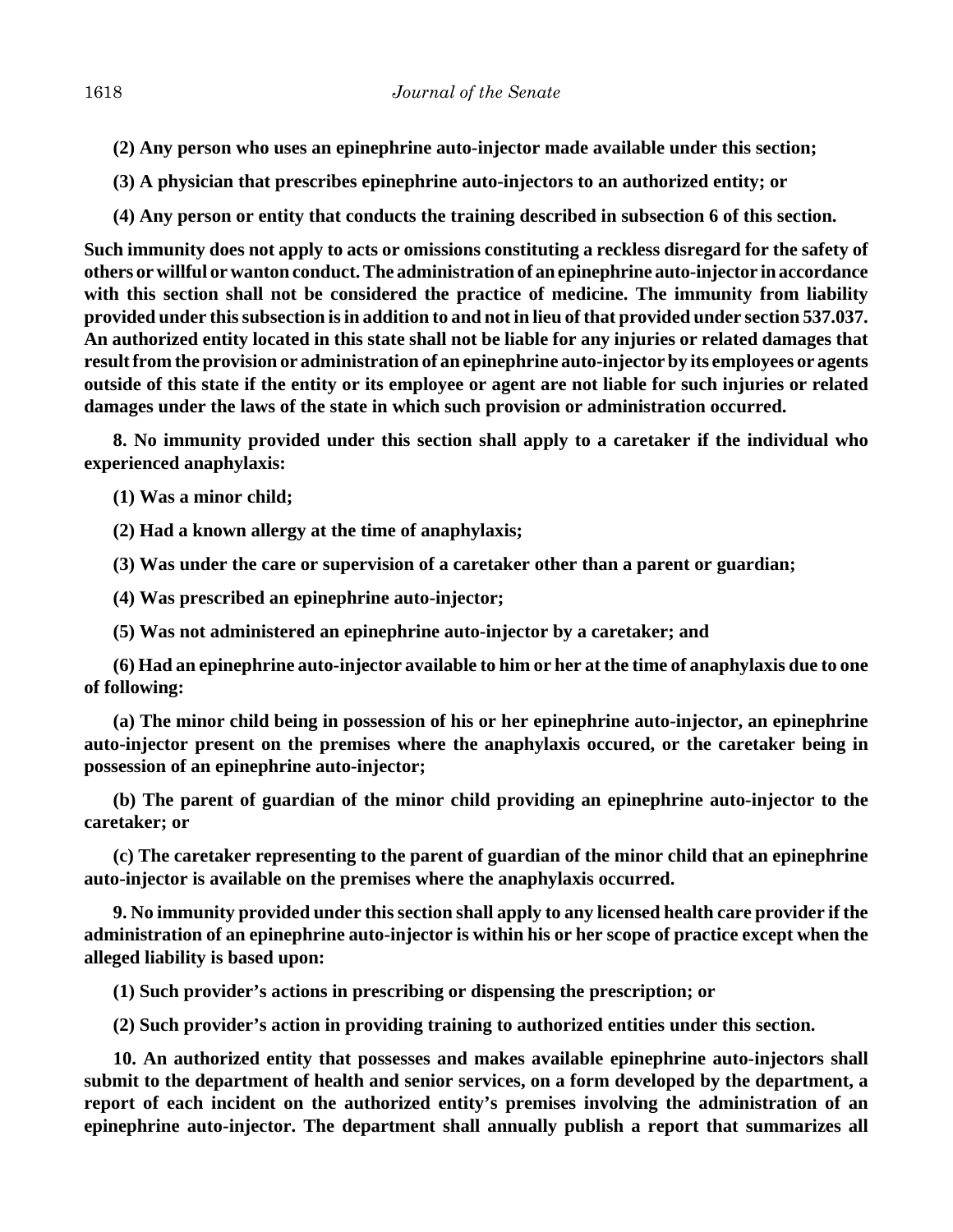**(2) Any person who uses an epinephrine auto-injector made available under this section;**

**(3) A physician that prescribes epinephrine auto-injectors to an authorized entity; or**

**(4) Any person or entity that conducts the training described in subsection 6 of this section.**

**Such immunity does not apply to acts or omissions constituting a reckless disregard for the safety of others or willful or wanton conduct. The administration of an epinephrine auto-injector in accordance with this section shall not be considered the practice of medicine. The immunity from liability provided under this subsection is in addition to and not in lieu of that provided under section 537.037. An authorized entity located in this state shall not be liable for any injuries or related damages that result from the provision or administration of an epinephrine auto-injector by its employees or agents outside of this state if the entity or its employee or agent are not liable for such injuries or related damages under the laws of the state in which such provision or administration occurred.**

**8. No immunity provided under this section shall apply to a caretaker if the individual who experienced anaphylaxis:**

**(1) Was a minor child;**

**(2) Had a known allergy at the time of anaphylaxis;**

**(3) Was under the care or supervision of a caretaker other than a parent or guardian;**

**(4) Was prescribed an epinephrine auto-injector;**

**(5) Was not administered an epinephrine auto-injector by a caretaker; and**

**(6) Had an epinephrine auto-injector available to him or her at the time of anaphylaxis due to one of following:**

**(a) The minor child being in possession of his or her epinephrine auto-injector, an epinephrine auto-injector present on the premises where the anaphylaxis occured, or the caretaker being in possession of an epinephrine auto-injector;**

**(b) The parent of guardian of the minor child providing an epinephrine auto-injector to the caretaker; or**

**(c) The caretaker representing to the parent of guardian of the minor child that an epinephrine auto-injector is available on the premises where the anaphylaxis occurred.**

**9. No immunity provided under this section shall apply to any licensed health care provider if the administration of an epinephrine auto-injector is within his or her scope of practice except when the alleged liability is based upon:**

**(1) Such provider's actions in prescribing or dispensing the prescription; or**

**(2) Such provider's action in providing training to authorized entities under this section.**

**10. An authorized entity that possesses and makes available epinephrine auto-injectors shall submit to the department of health and senior services, on a form developed by the department, a report of each incident on the authorized entity's premises involving the administration of an epinephrine auto-injector. The department shall annually publish a report that summarizes all**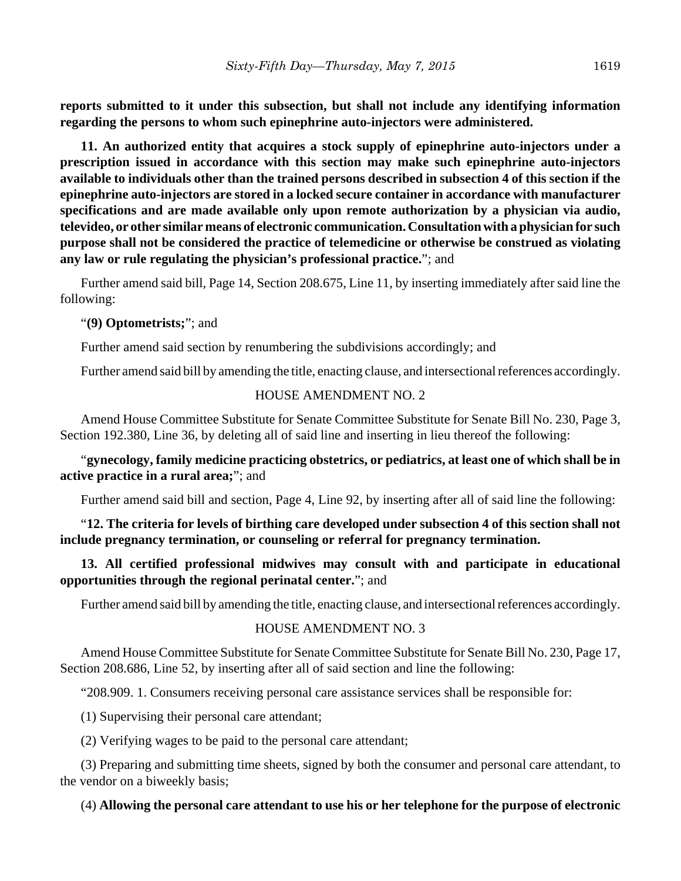**reports submitted to it under this subsection, but shall not include any identifying information regarding the persons to whom such epinephrine auto-injectors were administered.**

**11. An authorized entity that acquires a stock supply of epinephrine auto-injectors under a prescription issued in accordance with this section may make such epinephrine auto-injectors available to individuals other than the trained persons described in subsection 4 of this section if the epinephrine auto-injectors are stored in a locked secure container in accordance with manufacturer specifications and are made available only upon remote authorization by a physician via audio, televideo, or other similar means of electronic communication. Consultation with a physician for such purpose shall not be considered the practice of telemedicine or otherwise be construed as violating any law or rule regulating the physician's professional practice.**"; and

Further amend said bill, Page 14, Section 208.675, Line 11, by inserting immediately after said line the following:

"**(9) Optometrists;**"; and

Further amend said section by renumbering the subdivisions accordingly; and

Further amend said bill by amending the title, enacting clause, and intersectional references accordingly.

HOUSE AMENDMENT NO. 2

Amend House Committee Substitute for Senate Committee Substitute for Senate Bill No. 230, Page 3, Section 192.380, Line 36, by deleting all of said line and inserting in lieu thereof the following:

"**gynecology, family medicine practicing obstetrics, or pediatrics, at least one of which shall be in active practice in a rural area;**"; and

Further amend said bill and section, Page 4, Line 92, by inserting after all of said line the following:

"**12. The criteria for levels of birthing care developed under subsection 4 of this section shall not include pregnancy termination, or counseling or referral for pregnancy termination.**

**13. All certified professional midwives may consult with and participate in educational opportunities through the regional perinatal center.**"; and

Further amend said bill by amending the title, enacting clause, and intersectional references accordingly.

HOUSE AMENDMENT NO. 3

Amend House Committee Substitute for Senate Committee Substitute for Senate Bill No. 230, Page 17, Section 208.686, Line 52, by inserting after all of said section and line the following:

"208.909. 1. Consumers receiving personal care assistance services shall be responsible for:

(1) Supervising their personal care attendant;

(2) Verifying wages to be paid to the personal care attendant;

(3) Preparing and submitting time sheets, signed by both the consumer and personal care attendant, to the vendor on a biweekly basis;

(4) **Allowing the personal care attendant to use his or her telephone for the purpose of electronic**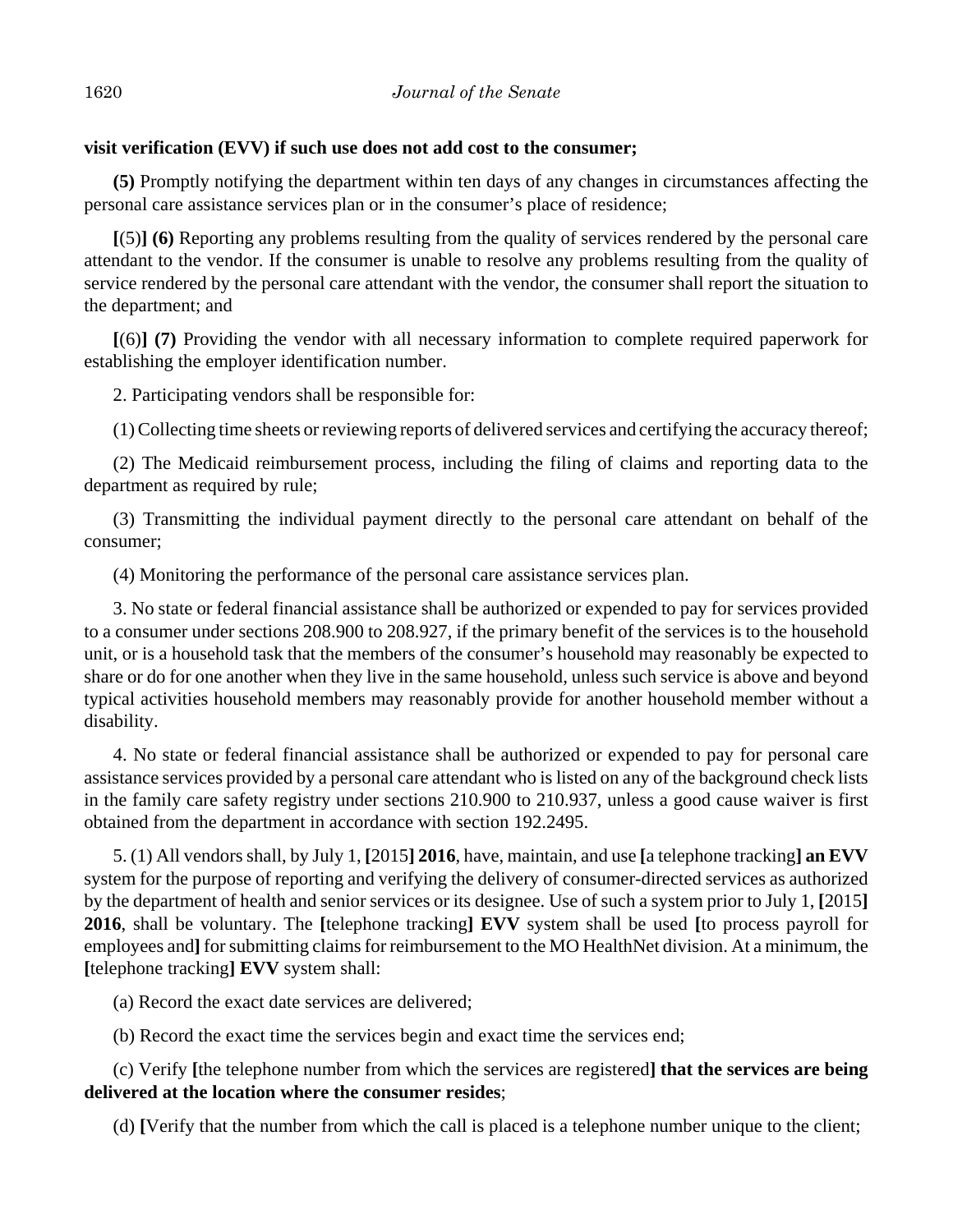**visit verification (EVV) if such use does not add cost to the consumer;**

**(5)** Promptly notifying the department within ten days of any changes in circumstances affecting the personal care assistance services plan or in the consumer's place of residence;

**[**(5)**] (6)** Reporting any problems resulting from the quality of services rendered by the personal care attendant to the vendor. If the consumer is unable to resolve any problems resulting from the quality of service rendered by the personal care attendant with the vendor, the consumer shall report the situation to the department; and

**[**(6)**] (7)** Providing the vendor with all necessary information to complete required paperwork for establishing the employer identification number.

2. Participating vendors shall be responsible for:

(1) Collecting time sheets or reviewing reports of delivered services and certifying the accuracy thereof;

(2) The Medicaid reimbursement process, including the filing of claims and reporting data to the department as required by rule;

(3) Transmitting the individual payment directly to the personal care attendant on behalf of the consumer;

(4) Monitoring the performance of the personal care assistance services plan.

3. No state or federal financial assistance shall be authorized or expended to pay for services provided to a consumer under sections 208.900 to 208.927, if the primary benefit of the services is to the household unit, or is a household task that the members of the consumer's household may reasonably be expected to share or do for one another when they live in the same household, unless such service is above and beyond typical activities household members may reasonably provide for another household member without a disability.

4. No state or federal financial assistance shall be authorized or expended to pay for personal care assistance services provided by a personal care attendant who is listed on any of the background check lists in the family care safety registry under sections 210.900 to 210.937, unless a good cause waiver is first obtained from the department in accordance with section 192.2495.

5. (1) All vendors shall, by July 1, **[**2015**] 2016**, have, maintain, and use **[**a telephone tracking**] an EVV** system for the purpose of reporting and verifying the delivery of consumer-directed services as authorized by the department of health and senior services or its designee. Use of such a system prior to July 1, **[**2015**] 2016**, shall be voluntary. The **[**telephone tracking**] EVV** system shall be used **[**to process payroll for employees and**]** for submitting claims for reimbursement to the MO HealthNet division. At a minimum, the **[**telephone tracking**] EVV** system shall:

(a) Record the exact date services are delivered;

(b) Record the exact time the services begin and exact time the services end;

(c) Verify **[**the telephone number from which the services are registered**] that the services are being delivered at the location where the consumer resides**;

(d) **[**Verify that the number from which the call is placed is a telephone number unique to the client;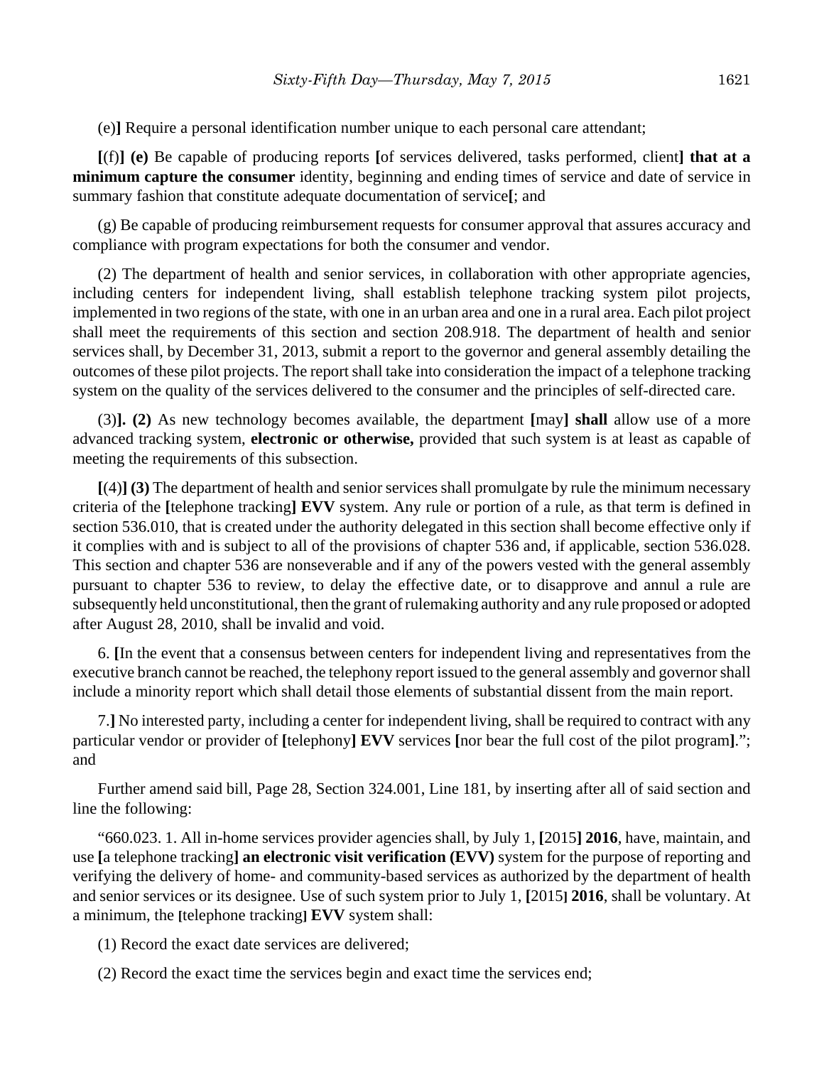(e)**]** Require a personal identification number unique to each personal care attendant;

**[**(f)**] (e)** Be capable of producing reports **[**of services delivered, tasks performed, client**] that at a minimum capture the consumer** identity, beginning and ending times of service and date of service in summary fashion that constitute adequate documentation of service**[**; and

(g) Be capable of producing reimbursement requests for consumer approval that assures accuracy and compliance with program expectations for both the consumer and vendor.

(2) The department of health and senior services, in collaboration with other appropriate agencies, including centers for independent living, shall establish telephone tracking system pilot projects, implemented in two regions of the state, with one in an urban area and one in a rural area. Each pilot project shall meet the requirements of this section and section 208.918. The department of health and senior services shall, by December 31, 2013, submit a report to the governor and general assembly detailing the outcomes of these pilot projects. The report shall take into consideration the impact of a telephone tracking system on the quality of the services delivered to the consumer and the principles of self-directed care.

(3)**]. (2)** As new technology becomes available, the department **[**may**] shall** allow use of a more advanced tracking system, **electronic or otherwise,** provided that such system is at least as capable of meeting the requirements of this subsection.

**[**(4)**] (3)** The department of health and senior services shall promulgate by rule the minimum necessary criteria of the **[**telephone tracking**] EVV** system. Any rule or portion of a rule, as that term is defined in section 536.010, that is created under the authority delegated in this section shall become effective only if it complies with and is subject to all of the provisions of chapter 536 and, if applicable, section 536.028. This section and chapter 536 are nonseverable and if any of the powers vested with the general assembly pursuant to chapter 536 to review, to delay the effective date, or to disapprove and annul a rule are subsequently held unconstitutional, then the grant of rulemaking authority and any rule proposed or adopted after August 28, 2010, shall be invalid and void.

6. **[**In the event that a consensus between centers for independent living and representatives from the executive branch cannot be reached, the telephony report issued to the general assembly and governor shall include a minority report which shall detail those elements of substantial dissent from the main report.

7.**]** No interested party, including a center for independent living, shall be required to contract with any particular vendor or provider of **[**telephony**] EVV** services **[**nor bear the full cost of the pilot program**]**."; and

Further amend said bill, Page 28, Section 324.001, Line 181, by inserting after all of said section and line the following:

"660.023. 1. All in-home services provider agencies shall, by July 1, **[**2015**] 2016**, have, maintain, and use **[**a telephone tracking**] an electronic visit verification (EVV)** system for the purpose of reporting and verifying the delivery of home- and community-based services as authorized by the department of health and senior services or its designee. Use of such system prior to July 1, **[**2015**] 2016**, shall be voluntary. At a minimum, the **[**telephone tracking**] EVV** system shall:

(1) Record the exact date services are delivered;

(2) Record the exact time the services begin and exact time the services end;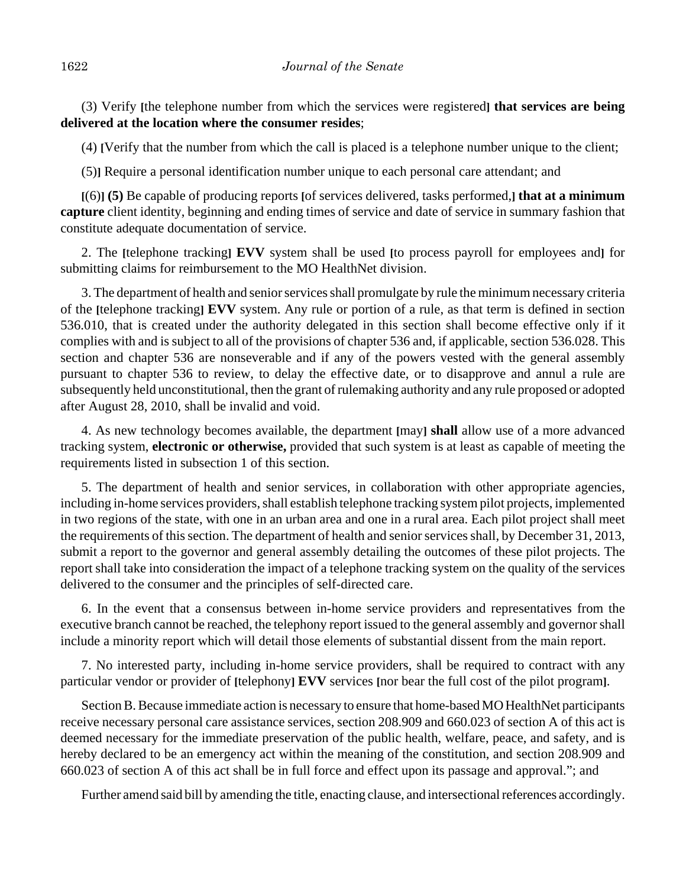(3) Verify [the telephone number from which the services were registered] **that services are being delivered at the location where the consumer resides**;

(4) [Verify that the number from which the call is placed is a telephone number unique to the client;

(5)] Require a personal identification number unique to each personal care attendant; and

[(6)] **(5)** Be capable of producing reports [of services delivered, tasks performed,] **that at a minimum capture** client identity, beginning and ending times of service and date of service in summary fashion that constitute adequate documentation of service.

2. The [telephone tracking] **EVV** system shall be used [to process payroll for employees and] for submitting claims for reimbursement to the MO HealthNet division.

3. The department of health and senior services shall promulgate by rule the minimum necessary criteria of the [telephone tracking] **EVV** system. Any rule or portion of a rule, as that term is defined in section 536.010, that is created under the authority delegated in this section shall become effective only if it complies with and is subject to all of the provisions of chapter 536 and, if applicable, section 536.028. This section and chapter 536 are nonseverable and if any of the powers vested with the general assembly pursuant to chapter 536 to review, to delay the effective date, or to disapprove and annul a rule are subsequently held unconstitutional, then the grant of rulemaking authority and any rule proposed or adopted after August 28, 2010, shall be invalid and void.

4. As new technology becomes available, the department [may] **shall** allow use of a more advanced tracking system, **electronic or otherwise,** provided that such system is at least as capable of meeting the requirements listed in subsection 1 of this section.

5. The department of health and senior services, in collaboration with other appropriate agencies, including in-home services providers, shall establish telephone tracking system pilot projects, implemented in two regions of the state, with one in an urban area and one in a rural area. Each pilot project shall meet the requirements of this section. The department of health and senior services shall, by December 31, 2013, submit a report to the governor and general assembly detailing the outcomes of these pilot projects. The report shall take into consideration the impact of a telephone tracking system on the quality of the services delivered to the consumer and the principles of self-directed care.

6. In the event that a consensus between in-home service providers and representatives from the executive branch cannot be reached, the telephony report issued to the general assembly and governor shall include a minority report which will detail those elements of substantial dissent from the main report.

7. No interested party, including in-home service providers, shall be required to contract with any particular vendor or provider of [telephony] **EVV** services [nor bear the full cost of the pilot program].

Section B. Because immediate action is necessary to ensure that home-based MO HealthNet participants receive necessary personal care assistance services, section 208.909 and 660.023 of section A of this act is deemed necessary for the immediate preservation of the public health, welfare, peace, and safety, and is hereby declared to be an emergency act within the meaning of the constitution, and section 208.909 and 660.023 of section A of this act shall be in full force and effect upon its passage and approval."; and

Further amend said bill by amending the title, enacting clause, and intersectional references accordingly.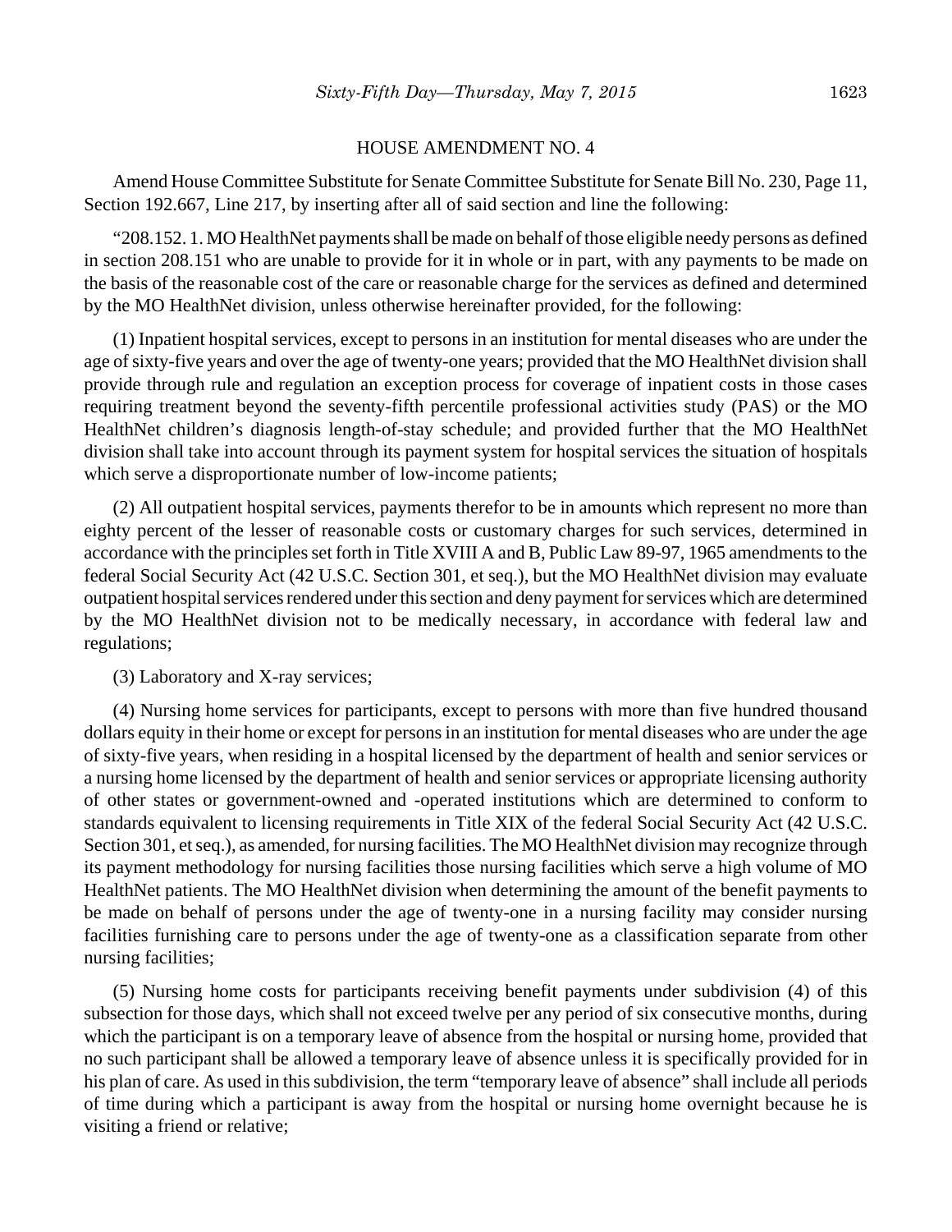HOUSE AMENDMENT NO. 4

Amend House Committee Substitute for Senate Committee Substitute for Senate Bill No. 230, Page 11, Section 192.667, Line 217, by inserting after all of said section and line the following:

"208.152. 1. MO HealthNet payments shall be made on behalf of those eligible needy persons as defined in section 208.151 who are unable to provide for it in whole or in part, with any payments to be made on the basis of the reasonable cost of the care or reasonable charge for the services as defined and determined by the MO HealthNet division, unless otherwise hereinafter provided, for the following:

(1) Inpatient hospital services, except to persons in an institution for mental diseases who are under the age of sixty-five years and over the age of twenty-one years; provided that the MO HealthNet division shall provide through rule and regulation an exception process for coverage of inpatient costs in those cases requiring treatment beyond the seventy-fifth percentile professional activities study (PAS) or the MO HealthNet children's diagnosis length-of-stay schedule; and provided further that the MO HealthNet division shall take into account through its payment system for hospital services the situation of hospitals which serve a disproportionate number of low-income patients;

(2) All outpatient hospital services, payments therefor to be in amounts which represent no more than eighty percent of the lesser of reasonable costs or customary charges for such services, determined in accordance with the principles set forth in Title XVIII A and B, Public Law 89-97, 1965 amendments to the federal Social Security Act (42 U.S.C. Section 301, et seq.), but the MO HealthNet division may evaluate outpatient hospital services rendered under this section and deny payment for services which are determined by the MO HealthNet division not to be medically necessary, in accordance with federal law and regulations;

(3) Laboratory and X-ray services;

(4) Nursing home services for participants, except to persons with more than five hundred thousand dollars equity in their home or except for persons in an institution for mental diseases who are under the age of sixty-five years, when residing in a hospital licensed by the department of health and senior services or a nursing home licensed by the department of health and senior services or appropriate licensing authority of other states or government-owned and -operated institutions which are determined to conform to standards equivalent to licensing requirements in Title XIX of the federal Social Security Act (42 U.S.C. Section 301, et seq.), as amended, for nursing facilities. The MO HealthNet division may recognize through its payment methodology for nursing facilities those nursing facilities which serve a high volume of MO HealthNet patients. The MO HealthNet division when determining the amount of the benefit payments to be made on behalf of persons under the age of twenty-one in a nursing facility may consider nursing facilities furnishing care to persons under the age of twenty-one as a classification separate from other nursing facilities;

(5) Nursing home costs for participants receiving benefit payments under subdivision (4) of this subsection for those days, which shall not exceed twelve per any period of six consecutive months, during which the participant is on a temporary leave of absence from the hospital or nursing home, provided that no such participant shall be allowed a temporary leave of absence unless it is specifically provided for in his plan of care. As used in this subdivision, the term "temporary leave of absence" shall include all periods of time during which a participant is away from the hospital or nursing home overnight because he is visiting a friend or relative;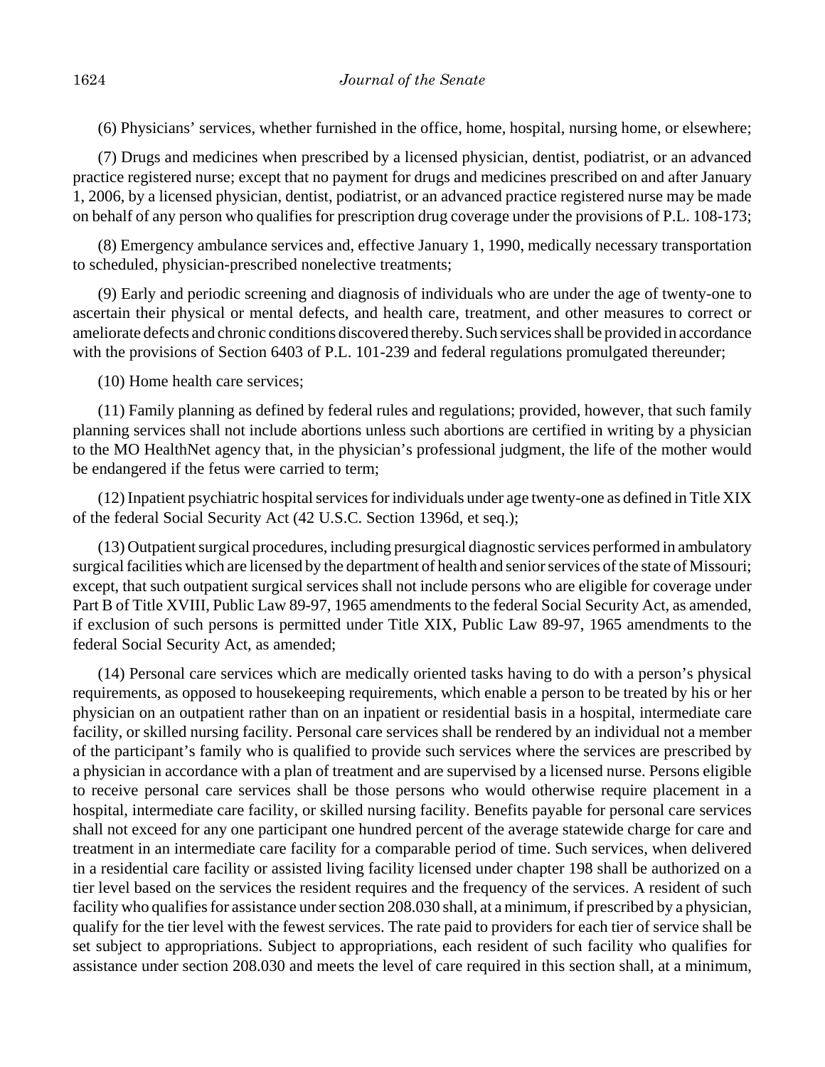(6) Physicians' services, whether furnished in the office, home, hospital, nursing home, or elsewhere;

(7) Drugs and medicines when prescribed by a licensed physician, dentist, podiatrist, or an advanced practice registered nurse; except that no payment for drugs and medicines prescribed on and after January 1, 2006, by a licensed physician, dentist, podiatrist, or an advanced practice registered nurse may be made on behalf of any person who qualifies for prescription drug coverage under the provisions of P.L. 108-173;

(8) Emergency ambulance services and, effective January 1, 1990, medically necessary transportation to scheduled, physician-prescribed nonelective treatments;

(9) Early and periodic screening and diagnosis of individuals who are under the age of twenty-one to ascertain their physical or mental defects, and health care, treatment, and other measures to correct or ameliorate defects and chronic conditions discovered thereby. Such services shall be provided in accordance with the provisions of Section 6403 of P.L. 101-239 and federal regulations promulgated thereunder;

(10) Home health care services;

(11) Family planning as defined by federal rules and regulations; provided, however, that such family planning services shall not include abortions unless such abortions are certified in writing by a physician to the MO HealthNet agency that, in the physician's professional judgment, the life of the mother would be endangered if the fetus were carried to term;

(12) Inpatient psychiatric hospital services for individuals under age twenty-one as defined in Title XIX of the federal Social Security Act (42 U.S.C. Section 1396d, et seq.);

(13) Outpatient surgical procedures, including presurgical diagnostic services performed in ambulatory surgical facilities which are licensed by the department of health and senior services of the state of Missouri; except, that such outpatient surgical services shall not include persons who are eligible for coverage under Part B of Title XVIII, Public Law 89-97, 1965 amendments to the federal Social Security Act, as amended, if exclusion of such persons is permitted under Title XIX, Public Law 89-97, 1965 amendments to the federal Social Security Act, as amended;

(14) Personal care services which are medically oriented tasks having to do with a person's physical requirements, as opposed to housekeeping requirements, which enable a person to be treated by his or her physician on an outpatient rather than on an inpatient or residential basis in a hospital, intermediate care facility, or skilled nursing facility. Personal care services shall be rendered by an individual not a member of the participant's family who is qualified to provide such services where the services are prescribed by a physician in accordance with a plan of treatment and are supervised by a licensed nurse. Persons eligible to receive personal care services shall be those persons who would otherwise require placement in a hospital, intermediate care facility, or skilled nursing facility. Benefits payable for personal care services shall not exceed for any one participant one hundred percent of the average statewide charge for care and treatment in an intermediate care facility for a comparable period of time. Such services, when delivered in a residential care facility or assisted living facility licensed under chapter 198 shall be authorized on a tier level based on the services the resident requires and the frequency of the services. A resident of such facility who qualifies for assistance under section 208.030 shall, at a minimum, if prescribed by a physician, qualify for the tier level with the fewest services. The rate paid to providers for each tier of service shall be set subject to appropriations. Subject to appropriations, each resident of such facility who qualifies for assistance under section 208.030 and meets the level of care required in this section shall, at a minimum,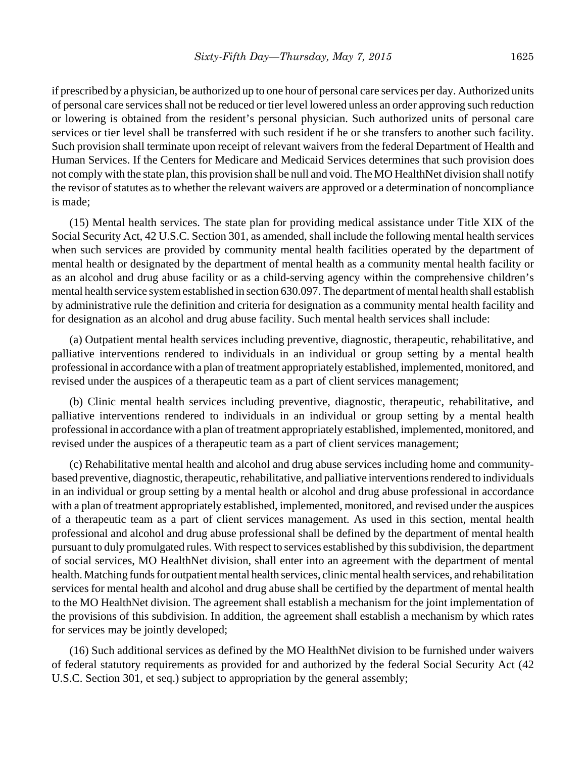if prescribed by a physician, be authorized up to one hour of personal care services per day. Authorized units of personal care services shall not be reduced or tier level lowered unless an order approving such reduction or lowering is obtained from the resident's personal physician. Such authorized units of personal care services or tier level shall be transferred with such resident if he or she transfers to another such facility. Such provision shall terminate upon receipt of relevant waivers from the federal Department of Health and Human Services. If the Centers for Medicare and Medicaid Services determines that such provision does not comply with the state plan, this provision shall be null and void. The MO HealthNet division shall notify the revisor of statutes as to whether the relevant waivers are approved or a determination of noncompliance is made;

(15) Mental health services. The state plan for providing medical assistance under Title XIX of the Social Security Act, 42 U.S.C. Section 301, as amended, shall include the following mental health services when such services are provided by community mental health facilities operated by the department of mental health or designated by the department of mental health as a community mental health facility or as an alcohol and drug abuse facility or as a child-serving agency within the comprehensive children's mental health service system established in section 630.097. The department of mental health shall establish by administrative rule the definition and criteria for designation as a community mental health facility and for designation as an alcohol and drug abuse facility. Such mental health services shall include:

(a) Outpatient mental health services including preventive, diagnostic, therapeutic, rehabilitative, and palliative interventions rendered to individuals in an individual or group setting by a mental health professional in accordance with a plan of treatment appropriately established, implemented, monitored, and revised under the auspices of a therapeutic team as a part of client services management;

(b) Clinic mental health services including preventive, diagnostic, therapeutic, rehabilitative, and palliative interventions rendered to individuals in an individual or group setting by a mental health professional in accordance with a plan of treatment appropriately established, implemented, monitored, and revised under the auspices of a therapeutic team as a part of client services management;

(c) Rehabilitative mental health and alcohol and drug abuse services including home and community-based preventive, diagnostic, therapeutic, rehabilitative, and palliative interventions rendered to individuals in an individual or group setting by a mental health or alcohol and drug abuse professional in accordance with a plan of treatment appropriately established, implemented, monitored, and revised under the auspices of a therapeutic team as a part of client services management. As used in this section, mental health professional and alcohol and drug abuse professional shall be defined by the department of mental health pursuant to duly promulgated rules. With respect to services established by this subdivision, the department of social services, MO HealthNet division, shall enter into an agreement with the department of mental health. Matching funds for outpatient mental health services, clinic mental health services, and rehabilitation services for mental health and alcohol and drug abuse shall be certified by the department of mental health to the MO HealthNet division. The agreement shall establish a mechanism for the joint implementation of the provisions of this subdivision. In addition, the agreement shall establish a mechanism by which rates for services may be jointly developed;

(16) Such additional services as defined by the MO HealthNet division to be furnished under waivers of federal statutory requirements as provided for and authorized by the federal Social Security Act (42 U.S.C. Section 301, et seq.) subject to appropriation by the general assembly;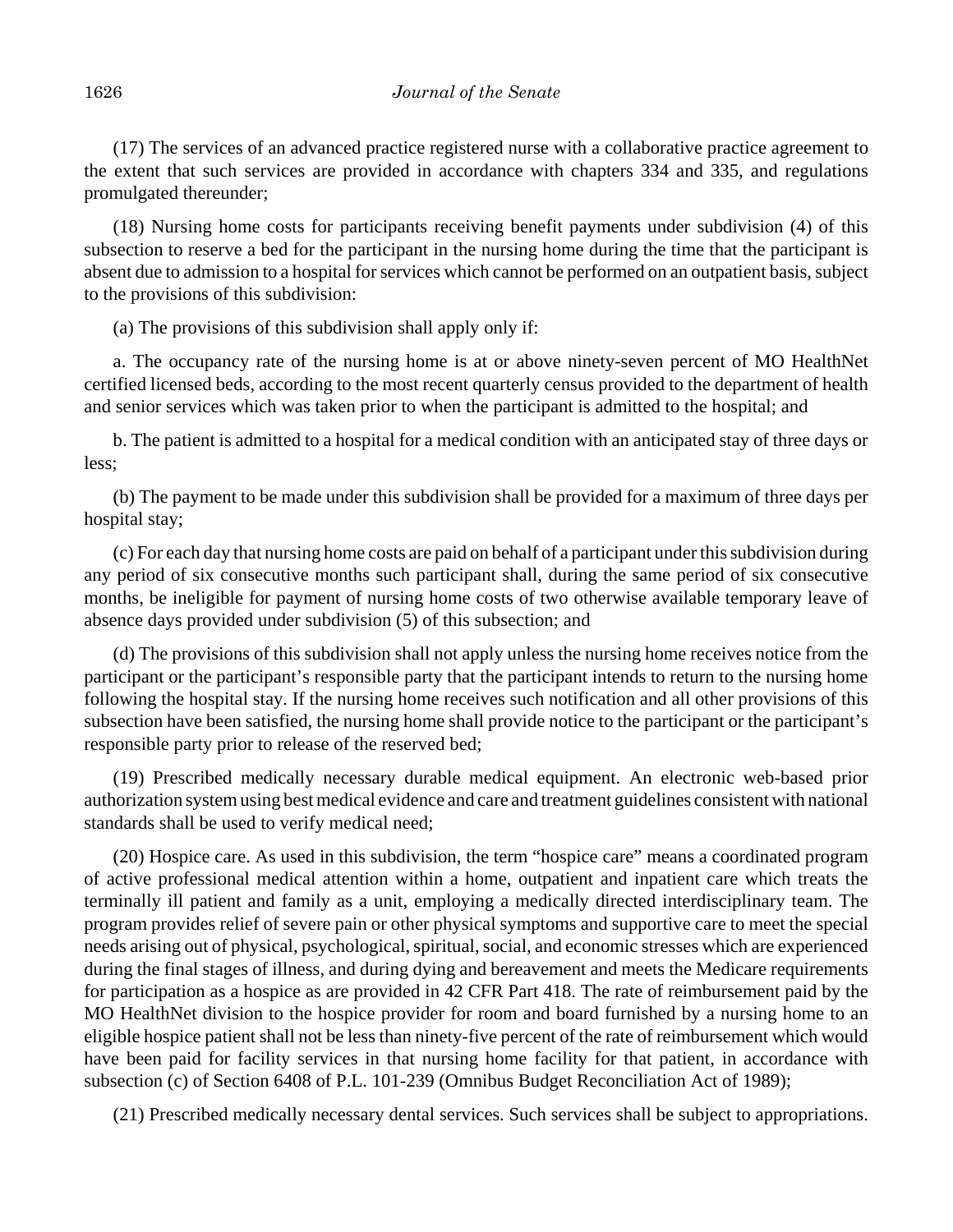(17) The services of an advanced practice registered nurse with a collaborative practice agreement to the extent that such services are provided in accordance with chapters 334 and 335, and regulations promulgated thereunder;

(18) Nursing home costs for participants receiving benefit payments under subdivision (4) of this subsection to reserve a bed for the participant in the nursing home during the time that the participant is absent due to admission to a hospital for services which cannot be performed on an outpatient basis, subject to the provisions of this subdivision:

(a) The provisions of this subdivision shall apply only if:

a. The occupancy rate of the nursing home is at or above ninety-seven percent of MO HealthNet certified licensed beds, according to the most recent quarterly census provided to the department of health and senior services which was taken prior to when the participant is admitted to the hospital; and

b. The patient is admitted to a hospital for a medical condition with an anticipated stay of three days or less;

(b) The payment to be made under this subdivision shall be provided for a maximum of three days per hospital stay;

(c) For each day that nursing home costs are paid on behalf of a participant under this subdivision during any period of six consecutive months such participant shall, during the same period of six consecutive months, be ineligible for payment of nursing home costs of two otherwise available temporary leave of absence days provided under subdivision (5) of this subsection; and

(d) The provisions of this subdivision shall not apply unless the nursing home receives notice from the participant or the participant's responsible party that the participant intends to return to the nursing home following the hospital stay. If the nursing home receives such notification and all other provisions of this subsection have been satisfied, the nursing home shall provide notice to the participant or the participant's responsible party prior to release of the reserved bed;

(19) Prescribed medically necessary durable medical equipment. An electronic web-based prior authorization system using best medical evidence and care and treatment guidelines consistent with national standards shall be used to verify medical need;

(20) Hospice care. As used in this subdivision, the term "hospice care" means a coordinated program of active professional medical attention within a home, outpatient and inpatient care which treats the terminally ill patient and family as a unit, employing a medically directed interdisciplinary team. The program provides relief of severe pain or other physical symptoms and supportive care to meet the special needs arising out of physical, psychological, spiritual, social, and economic stresses which are experienced during the final stages of illness, and during dying and bereavement and meets the Medicare requirements for participation as a hospice as are provided in 42 CFR Part 418. The rate of reimbursement paid by the MO HealthNet division to the hospice provider for room and board furnished by a nursing home to an eligible hospice patient shall not be less than ninety-five percent of the rate of reimbursement which would have been paid for facility services in that nursing home facility for that patient, in accordance with subsection (c) of Section 6408 of P.L. 101-239 (Omnibus Budget Reconciliation Act of 1989);

(21) Prescribed medically necessary dental services. Such services shall be subject to appropriations.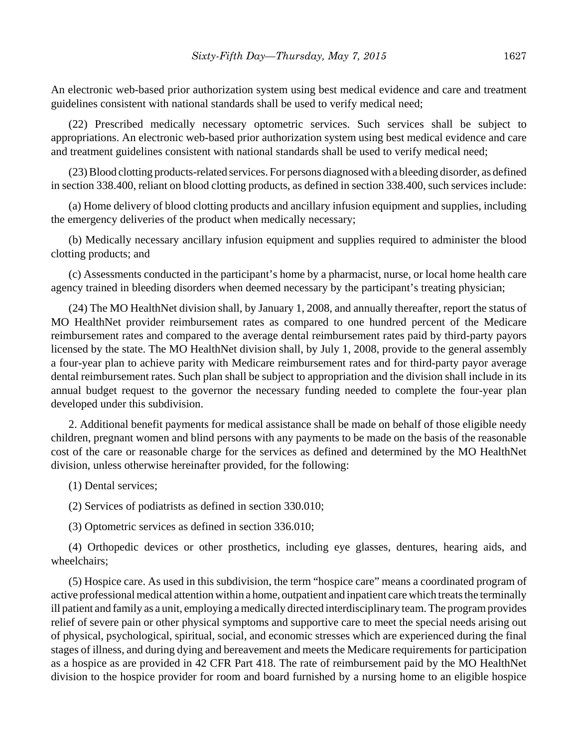An electronic web-based prior authorization system using best medical evidence and care and treatment guidelines consistent with national standards shall be used to verify medical need;

(22) Prescribed medically necessary optometric services. Such services shall be subject to appropriations. An electronic web-based prior authorization system using best medical evidence and care and treatment guidelines consistent with national standards shall be used to verify medical need;

(23) Blood clotting products-related services. For persons diagnosed with a bleeding disorder, as defined in section 338.400, reliant on blood clotting products, as defined in section 338.400, such services include:

(a) Home delivery of blood clotting products and ancillary infusion equipment and supplies, including the emergency deliveries of the product when medically necessary;

(b) Medically necessary ancillary infusion equipment and supplies required to administer the blood clotting products; and

(c) Assessments conducted in the participant's home by a pharmacist, nurse, or local home health care agency trained in bleeding disorders when deemed necessary by the participant's treating physician;

(24) The MO HealthNet division shall, by January 1, 2008, and annually thereafter, report the status of MO HealthNet provider reimbursement rates as compared to one hundred percent of the Medicare reimbursement rates and compared to the average dental reimbursement rates paid by third-party payors licensed by the state. The MO HealthNet division shall, by July 1, 2008, provide to the general assembly a four-year plan to achieve parity with Medicare reimbursement rates and for third-party payor average dental reimbursement rates. Such plan shall be subject to appropriation and the division shall include in its annual budget request to the governor the necessary funding needed to complete the four-year plan developed under this subdivision.

2. Additional benefit payments for medical assistance shall be made on behalf of those eligible needy children, pregnant women and blind persons with any payments to be made on the basis of the reasonable cost of the care or reasonable charge for the services as defined and determined by the MO HealthNet division, unless otherwise hereinafter provided, for the following:

(1) Dental services;

(2) Services of podiatrists as defined in section 330.010;

(3) Optometric services as defined in section 336.010;

(4) Orthopedic devices or other prosthetics, including eye glasses, dentures, hearing aids, and wheelchairs;

(5) Hospice care. As used in this subdivision, the term "hospice care" means a coordinated program of active professional medical attention within a home, outpatient and inpatient care which treats the terminally ill patient and family as a unit, employing a medically directed interdisciplinary team. The program provides relief of severe pain or other physical symptoms and supportive care to meet the special needs arising out of physical, psychological, spiritual, social, and economic stresses which are experienced during the final stages of illness, and during dying and bereavement and meets the Medicare requirements for participation as a hospice as are provided in 42 CFR Part 418. The rate of reimbursement paid by the MO HealthNet division to the hospice provider for room and board furnished by a nursing home to an eligible hospice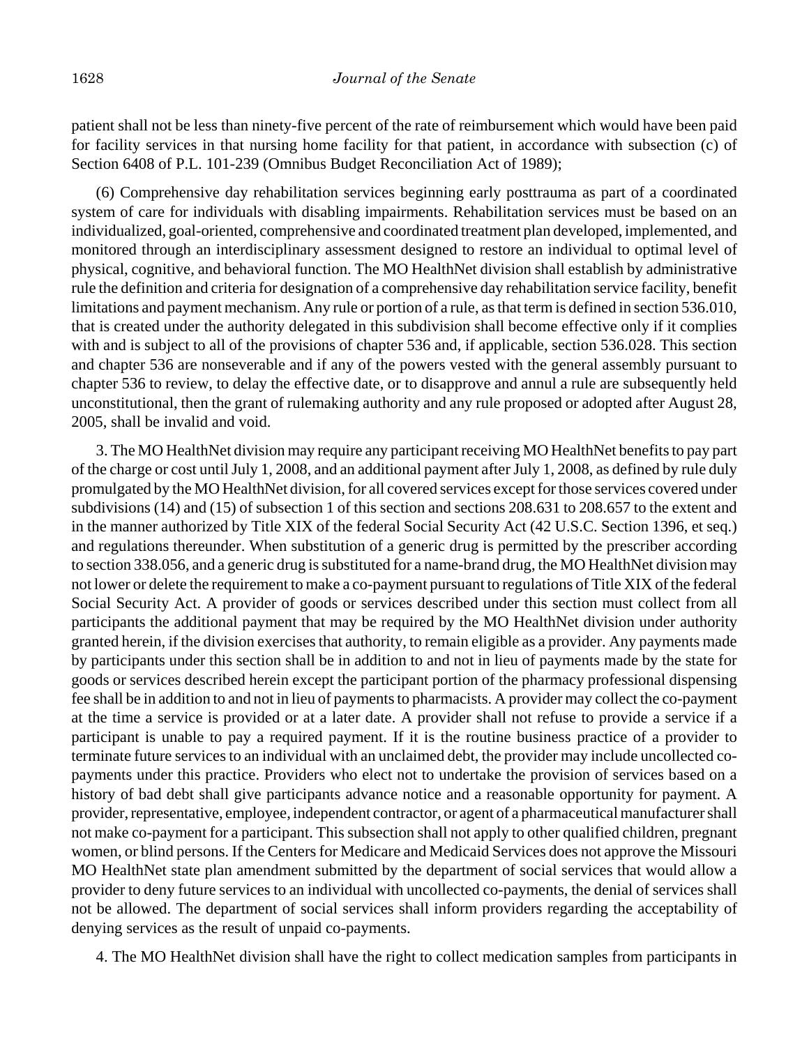patient shall not be less than ninety-five percent of the rate of reimbursement which would have been paid for facility services in that nursing home facility for that patient, in accordance with subsection (c) of Section 6408 of P.L. 101-239 (Omnibus Budget Reconciliation Act of 1989);

(6) Comprehensive day rehabilitation services beginning early posttrauma as part of a coordinated system of care for individuals with disabling impairments. Rehabilitation services must be based on an individualized, goal-oriented, comprehensive and coordinated treatment plan developed, implemented, and monitored through an interdisciplinary assessment designed to restore an individual to optimal level of physical, cognitive, and behavioral function. The MO HealthNet division shall establish by administrative rule the definition and criteria for designation of a comprehensive day rehabilitation service facility, benefit limitations and payment mechanism. Any rule or portion of a rule, as that term is defined in section 536.010, that is created under the authority delegated in this subdivision shall become effective only if it complies with and is subject to all of the provisions of chapter 536 and, if applicable, section 536.028. This section and chapter 536 are nonseverable and if any of the powers vested with the general assembly pursuant to chapter 536 to review, to delay the effective date, or to disapprove and annul a rule are subsequently held unconstitutional, then the grant of rulemaking authority and any rule proposed or adopted after August 28, 2005, shall be invalid and void.

3. The MO HealthNet division may require any participant receiving MO HealthNet benefits to pay part of the charge or cost until July 1, 2008, and an additional payment after July 1, 2008, as defined by rule duly promulgated by the MO HealthNet division, for all covered services except for those services covered under subdivisions (14) and (15) of subsection 1 of this section and sections 208.631 to 208.657 to the extent and in the manner authorized by Title XIX of the federal Social Security Act (42 U.S.C. Section 1396, et seq.) and regulations thereunder. When substitution of a generic drug is permitted by the prescriber according to section 338.056, and a generic drug is substituted for a name-brand drug, the MO HealthNet division may not lower or delete the requirement to make a co-payment pursuant to regulations of Title XIX of the federal Social Security Act. A provider of goods or services described under this section must collect from all participants the additional payment that may be required by the MO HealthNet division under authority granted herein, if the division exercises that authority, to remain eligible as a provider. Any payments made by participants under this section shall be in addition to and not in lieu of payments made by the state for goods or services described herein except the participant portion of the pharmacy professional dispensing fee shall be in addition to and not in lieu of payments to pharmacists. A provider may collect the co-payment at the time a service is provided or at a later date. A provider shall not refuse to provide a service if a participant is unable to pay a required payment. If it is the routine business practice of a provider to terminate future services to an individual with an unclaimed debt, the provider may include uncollected co-payments under this practice. Providers who elect not to undertake the provision of services based on a history of bad debt shall give participants advance notice and a reasonable opportunity for payment. A provider, representative, employee, independent contractor, or agent of a pharmaceutical manufacturer shall not make co-payment for a participant. This subsection shall not apply to other qualified children, pregnant women, or blind persons. If the Centers for Medicare and Medicaid Services does not approve the Missouri MO HealthNet state plan amendment submitted by the department of social services that would allow a provider to deny future services to an individual with uncollected co-payments, the denial of services shall not be allowed. The department of social services shall inform providers regarding the acceptability of denying services as the result of unpaid co-payments.

4. The MO HealthNet division shall have the right to collect medication samples from participants in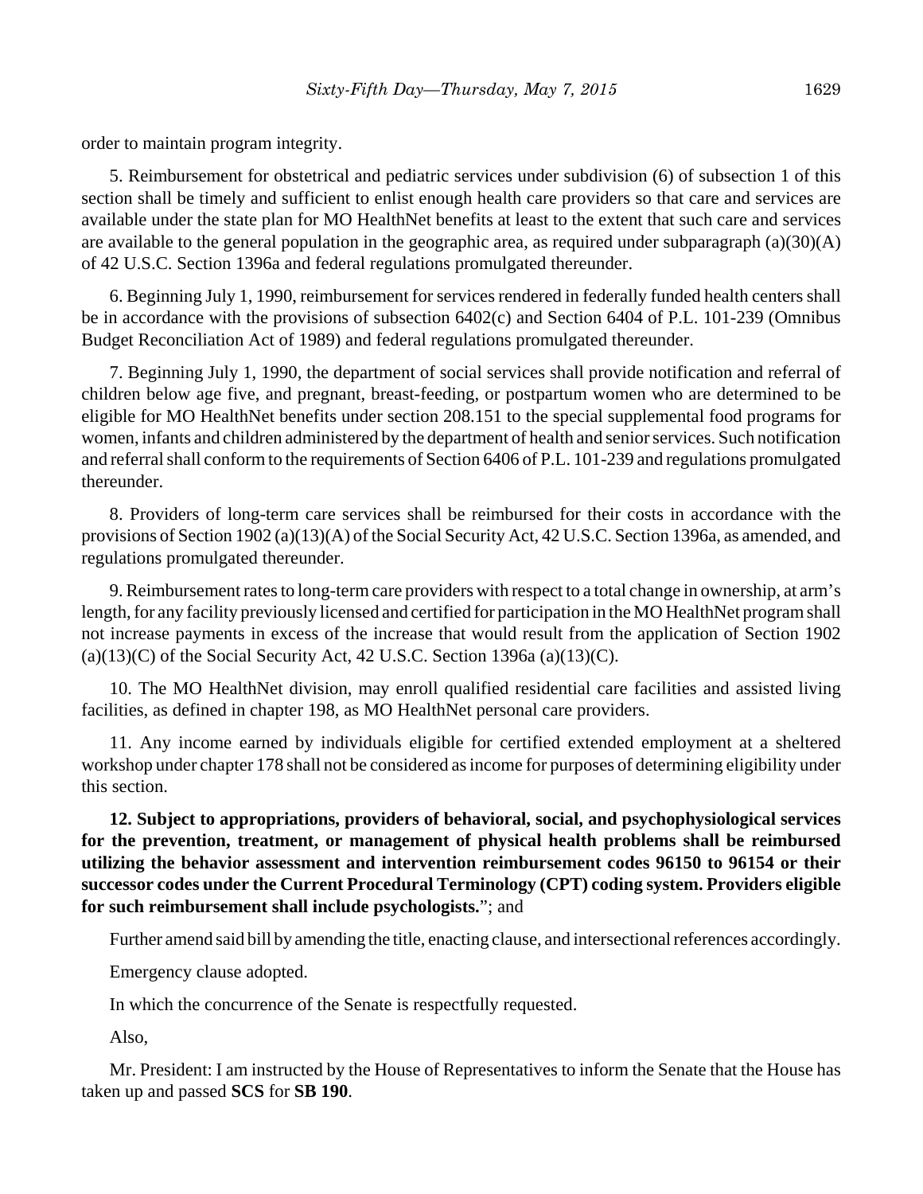order to maintain program integrity.

5. Reimbursement for obstetrical and pediatric services under subdivision (6) of subsection 1 of this section shall be timely and sufficient to enlist enough health care providers so that care and services are available under the state plan for MO HealthNet benefits at least to the extent that such care and services are available to the general population in the geographic area, as required under subparagraph (a)(30)(A) of 42 U.S.C. Section 1396a and federal regulations promulgated thereunder.

6. Beginning July 1, 1990, reimbursement for services rendered in federally funded health centers shall be in accordance with the provisions of subsection 6402(c) and Section 6404 of P.L. 101-239 (Omnibus Budget Reconciliation Act of 1989) and federal regulations promulgated thereunder.

7. Beginning July 1, 1990, the department of social services shall provide notification and referral of children below age five, and pregnant, breast-feeding, or postpartum women who are determined to be eligible for MO HealthNet benefits under section 208.151 to the special supplemental food programs for women, infants and children administered by the department of health and senior services. Such notification and referral shall conform to the requirements of Section 6406 of P.L. 101-239 and regulations promulgated thereunder.

8. Providers of long-term care services shall be reimbursed for their costs in accordance with the provisions of Section 1902 (a)(13)(A) of the Social Security Act, 42 U.S.C. Section 1396a, as amended, and regulations promulgated thereunder.

9. Reimbursement rates to long-term care providers with respect to a total change in ownership, at arm's length, for any facility previously licensed and certified for participation in the MO HealthNet program shall not increase payments in excess of the increase that would result from the application of Section 1902 (a)(13)(C) of the Social Security Act, 42 U.S.C. Section 1396a (a)(13)(C).

10. The MO HealthNet division, may enroll qualified residential care facilities and assisted living facilities, as defined in chapter 198, as MO HealthNet personal care providers.

11. Any income earned by individuals eligible for certified extended employment at a sheltered workshop under chapter 178 shall not be considered as income for purposes of determining eligibility under this section.

**12. Subject to appropriations, providers of behavioral, social, and psychophysiological services for the prevention, treatment, or management of physical health problems shall be reimbursed utilizing the behavior assessment and intervention reimbursement codes 96150 to 96154 or their successor codes under the Current Procedural Terminology (CPT) coding system. Providers eligible for such reimbursement shall include psychologists.**"; and

Further amend said bill by amending the title, enacting clause, and intersectional references accordingly.

Emergency clause adopted.

In which the concurrence of the Senate is respectfully requested.

Also,

Mr. President: I am instructed by the House of Representatives to inform the Senate that the House has taken up and passed **SCS** for **SB 190**.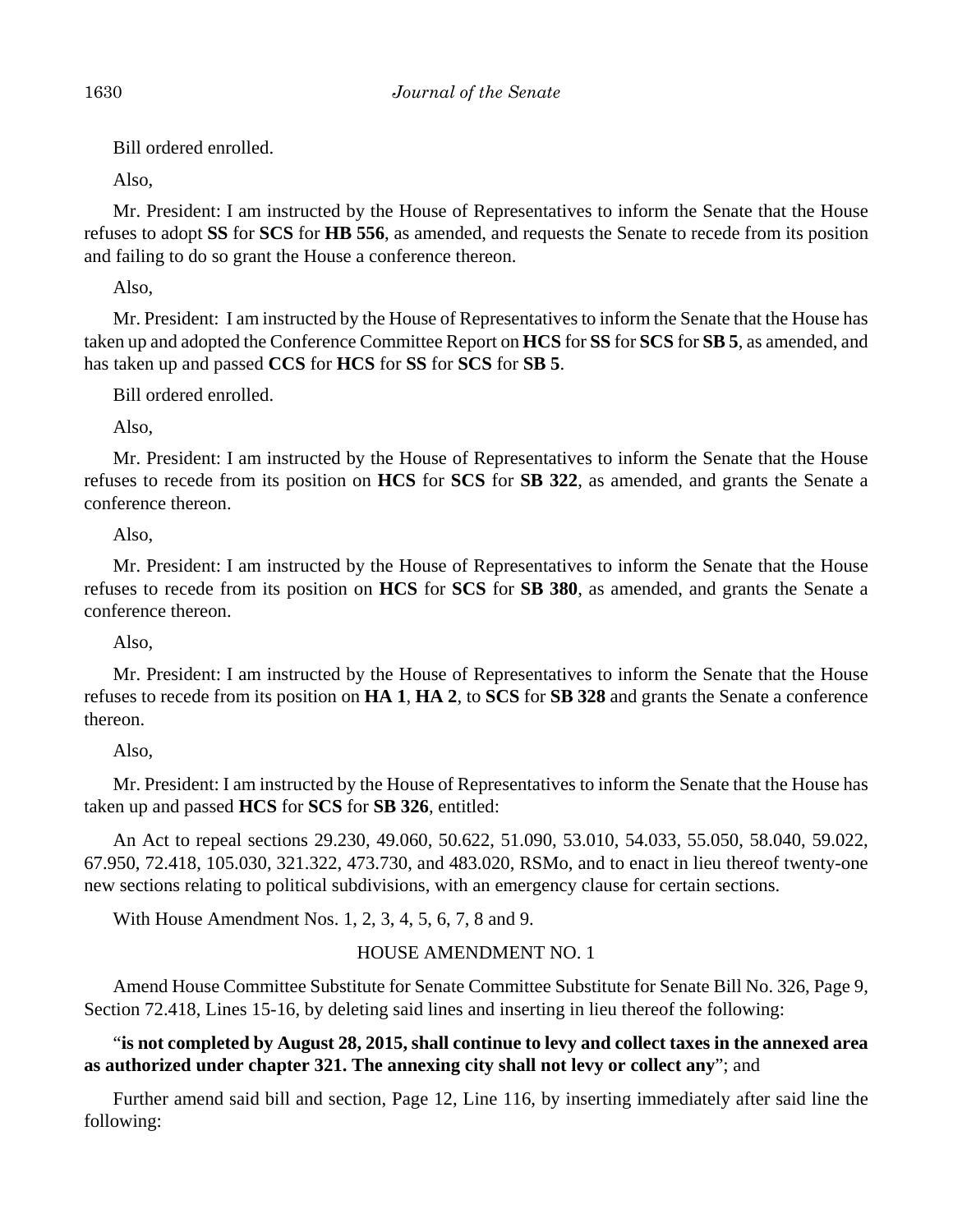Bill ordered enrolled.

Also,

Mr. President: I am instructed by the House of Representatives to inform the Senate that the House refuses to adopt **SS** for **SCS** for **HB 556**, as amended, and requests the Senate to recede from its position and failing to do so grant the House a conference thereon.

Also,

Mr. President: I am instructed by the House of Representatives to inform the Senate that the House has taken up and adopted the Conference Committee Report on **HCS** for **SS** for **SCS** for **SB 5**, as amended, and has taken up and passed **CCS** for **HCS** for **SS** for **SCS** for **SB 5**.

Bill ordered enrolled.

Also,

Mr. President: I am instructed by the House of Representatives to inform the Senate that the House refuses to recede from its position on **HCS** for **SCS** for **SB 322**, as amended, and grants the Senate a conference thereon.

Also,

Mr. President: I am instructed by the House of Representatives to inform the Senate that the House refuses to recede from its position on **HCS** for **SCS** for **SB 380**, as amended, and grants the Senate a conference thereon.

Also,

Mr. President: I am instructed by the House of Representatives to inform the Senate that the House refuses to recede from its position on **HA 1**, **HA 2**, to **SCS** for **SB 328** and grants the Senate a conference thereon.

Also,

Mr. President: I am instructed by the House of Representatives to inform the Senate that the House has taken up and passed **HCS** for **SCS** for **SB 326**, entitled:

An Act to repeal sections 29.230, 49.060, 50.622, 51.090, 53.010, 54.033, 55.050, 58.040, 59.022, 67.950, 72.418, 105.030, 321.322, 473.730, and 483.020, RSMo, and to enact in lieu thereof twenty-one new sections relating to political subdivisions, with an emergency clause for certain sections.

With House Amendment Nos. 1, 2, 3, 4, 5, 6, 7, 8 and 9.

HOUSE AMENDMENT NO. 1

Amend House Committee Substitute for Senate Committee Substitute for Senate Bill No. 326, Page 9, Section 72.418, Lines 15-16, by deleting said lines and inserting in lieu thereof the following:

"**is not completed by August 28, 2015, shall continue to levy and collect taxes in the annexed area as authorized under chapter 321. The annexing city shall not levy or collect any**"; and

Further amend said bill and section, Page 12, Line 116, by inserting immediately after said line the following: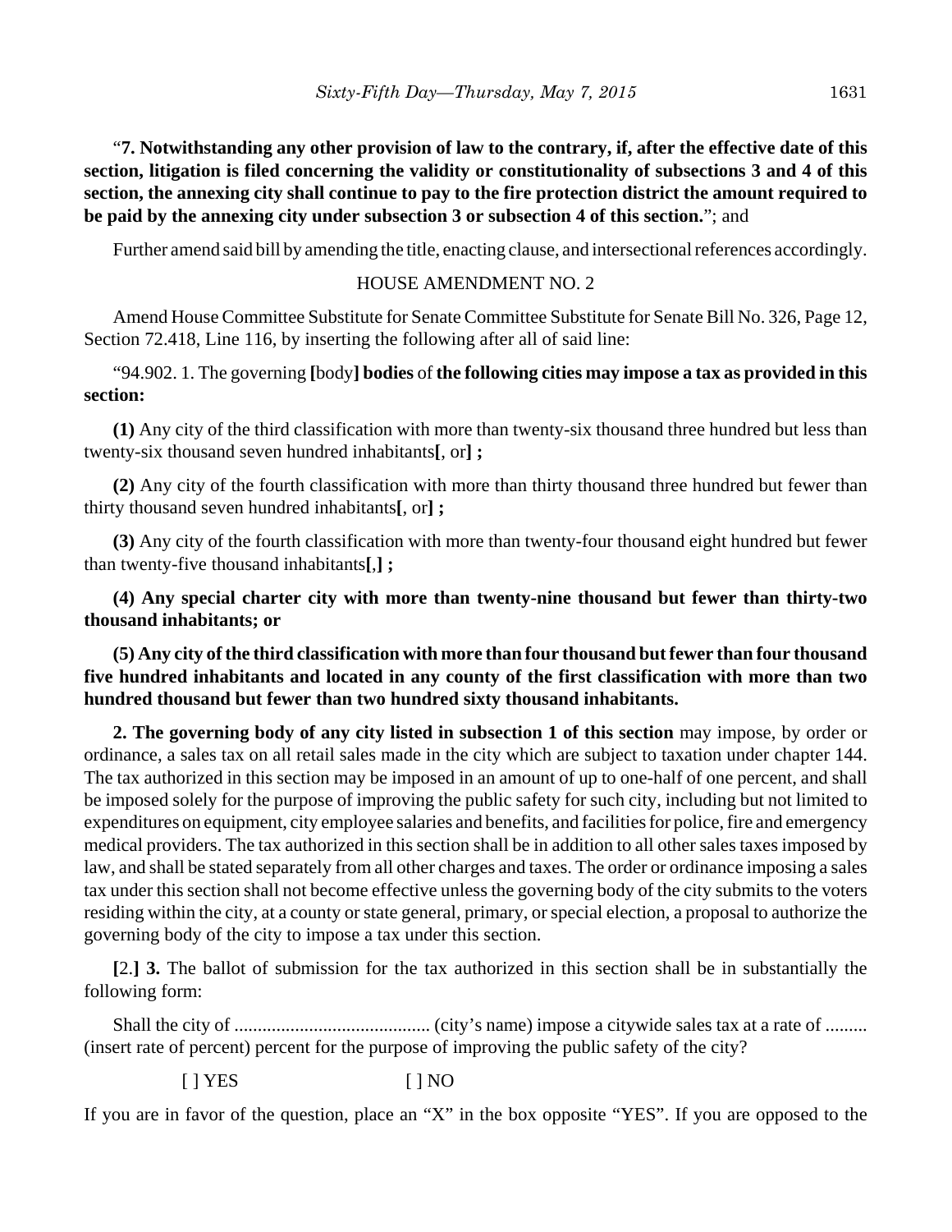"**7. Notwithstanding any other provision of law to the contrary, if, after the effective date of this section, litigation is filed concerning the validity or constitutionality of subsections 3 and 4 of this section, the annexing city shall continue to pay to the fire protection district the amount required to be paid by the annexing city under subsection 3 or subsection 4 of this section.**"; and

Further amend said bill by amending the title, enacting clause, and intersectional references accordingly.

HOUSE AMENDMENT NO. 2

Amend House Committee Substitute for Senate Committee Substitute for Senate Bill No. 326, Page 12, Section 72.418, Line 116, by inserting the following after all of said line:

"94.902. 1. The governing **[**body**] bodies** of **the following cities may impose a tax as provided in this section:**

**(1)** Any city of the third classification with more than twenty-six thousand three hundred but less than twenty-six thousand seven hundred inhabitants**[**, or**] ;**

**(2)** Any city of the fourth classification with more than thirty thousand three hundred but fewer than thirty thousand seven hundred inhabitants**[**, or**] ;**

**(3)** Any city of the fourth classification with more than twenty-four thousand eight hundred but fewer than twenty-five thousand inhabitants**[**,**] ;**

**(4) Any special charter city with more than twenty-nine thousand but fewer than thirty-two thousand inhabitants; or**

**(5) Any city of the third classification with more than four thousand but fewer than four thousand five hundred inhabitants and located in any county of the first classification with more than two hundred thousand but fewer than two hundred sixty thousand inhabitants.**

**2. The governing body of any city listed in subsection 1 of this section** may impose, by order or ordinance, a sales tax on all retail sales made in the city which are subject to taxation under chapter 144. The tax authorized in this section may be imposed in an amount of up to one-half of one percent, and shall be imposed solely for the purpose of improving the public safety for such city, including but not limited to expenditures on equipment, city employee salaries and benefits, and facilities for police, fire and emergency medical providers. The tax authorized in this section shall be in addition to all other sales taxes imposed by law, and shall be stated separately from all other charges and taxes. The order or ordinance imposing a sales tax under this section shall not become effective unless the governing body of the city submits to the voters residing within the city, at a county or state general, primary, or special election, a proposal to authorize the governing body of the city to impose a tax under this section.

**[**2.**] 3.** The ballot of submission for the tax authorized in this section shall be in substantially the following form:

Shall the city of .......................................... (city's name) impose a citywide sales tax at a rate of ......... (insert rate of percent) percent for the purpose of improving the public safety of the city?

[ ] YES [ ] NO

If you are in favor of the question, place an "X" in the box opposite "YES". If you are opposed to the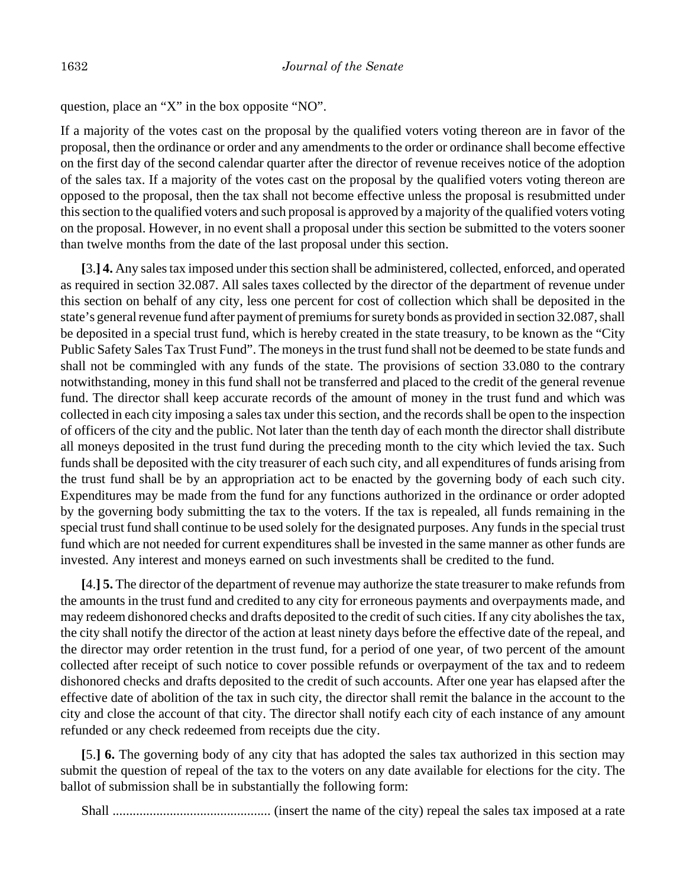question, place an "X" in the box opposite "NO".

If a majority of the votes cast on the proposal by the qualified voters voting thereon are in favor of the proposal, then the ordinance or order and any amendments to the order or ordinance shall become effective on the first day of the second calendar quarter after the director of revenue receives notice of the adoption of the sales tax. If a majority of the votes cast on the proposal by the qualified voters voting thereon are opposed to the proposal, then the tax shall not become effective unless the proposal is resubmitted under this section to the qualified voters and such proposal is approved by a majority of the qualified voters voting on the proposal. However, in no event shall a proposal under this section be submitted to the voters sooner than twelve months from the date of the last proposal under this section.

**[**3.**] 4.** Any sales tax imposed under this section shall be administered, collected, enforced, and operated as required in section 32.087. All sales taxes collected by the director of the department of revenue under this section on behalf of any city, less one percent for cost of collection which shall be deposited in the state's general revenue fund after payment of premiums for surety bonds as provided in section 32.087, shall be deposited in a special trust fund, which is hereby created in the state treasury, to be known as the "City Public Safety Sales Tax Trust Fund". The moneys in the trust fund shall not be deemed to be state funds and shall not be commingled with any funds of the state. The provisions of section 33.080 to the contrary notwithstanding, money in this fund shall not be transferred and placed to the credit of the general revenue fund. The director shall keep accurate records of the amount of money in the trust fund and which was collected in each city imposing a sales tax under this section, and the records shall be open to the inspection of officers of the city and the public. Not later than the tenth day of each month the director shall distribute all moneys deposited in the trust fund during the preceding month to the city which levied the tax. Such funds shall be deposited with the city treasurer of each such city, and all expenditures of funds arising from the trust fund shall be by an appropriation act to be enacted by the governing body of each such city. Expenditures may be made from the fund for any functions authorized in the ordinance or order adopted by the governing body submitting the tax to the voters. If the tax is repealed, all funds remaining in the special trust fund shall continue to be used solely for the designated purposes. Any funds in the special trust fund which are not needed for current expenditures shall be invested in the same manner as other funds are invested. Any interest and moneys earned on such investments shall be credited to the fund.

**[**4.**] 5.** The director of the department of revenue may authorize the state treasurer to make refunds from the amounts in the trust fund and credited to any city for erroneous payments and overpayments made, and may redeem dishonored checks and drafts deposited to the credit of such cities. If any city abolishes the tax, the city shall notify the director of the action at least ninety days before the effective date of the repeal, and the director may order retention in the trust fund, for a period of one year, of two percent of the amount collected after receipt of such notice to cover possible refunds or overpayment of the tax and to redeem dishonored checks and drafts deposited to the credit of such accounts. After one year has elapsed after the effective date of abolition of the tax in such city, the director shall remit the balance in the account to the city and close the account of that city. The director shall notify each city of each instance of any amount refunded or any check redeemed from receipts due the city.

**[**5.**] 6.** The governing body of any city that has adopted the sales tax authorized in this section may submit the question of repeal of the tax to the voters on any date available for elections for the city. The ballot of submission shall be in substantially the following form:

Shall .............................................. (insert the name of the city) repeal the sales tax imposed at a rate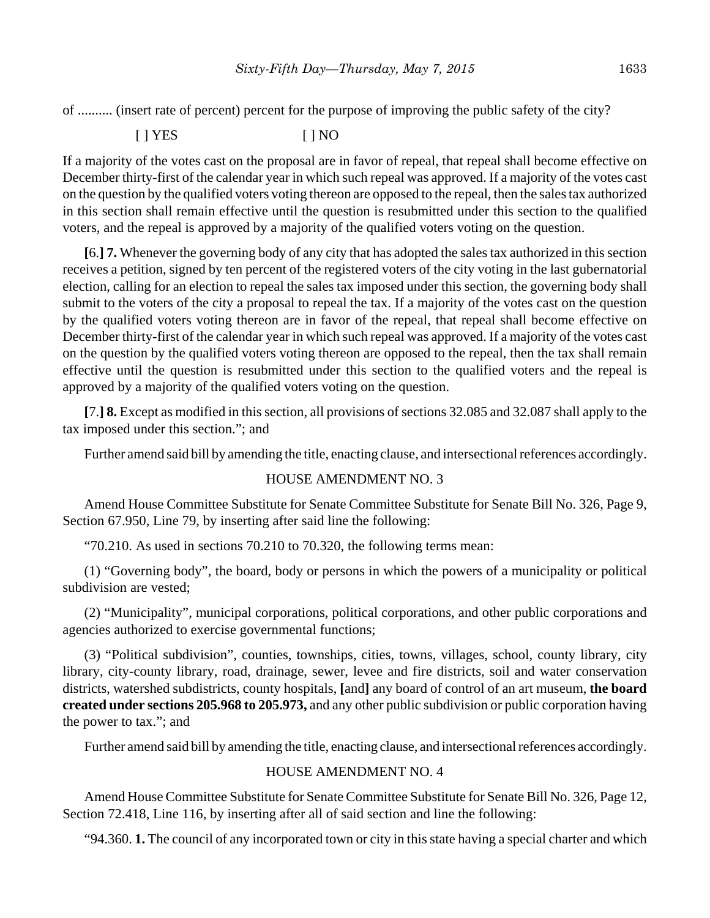of .......... (insert rate of percent) percent for the purpose of improving the public safety of the city?

[ ] YES [ ] NO

If a majority of the votes cast on the proposal are in favor of repeal, that repeal shall become effective on December thirty-first of the calendar year in which such repeal was approved. If a majority of the votes cast on the question by the qualified voters voting thereon are opposed to the repeal, then the sales tax authorized in this section shall remain effective until the question is resubmitted under this section to the qualified voters, and the repeal is approved by a majority of the qualified voters voting on the question.

**[**6.**] 7.** Whenever the governing body of any city that has adopted the sales tax authorized in this section receives a petition, signed by ten percent of the registered voters of the city voting in the last gubernatorial election, calling for an election to repeal the sales tax imposed under this section, the governing body shall submit to the voters of the city a proposal to repeal the tax. If a majority of the votes cast on the question by the qualified voters voting thereon are in favor of the repeal, that repeal shall become effective on December thirty-first of the calendar year in which such repeal was approved. If a majority of the votes cast on the question by the qualified voters voting thereon are opposed to the repeal, then the tax shall remain effective until the question is resubmitted under this section to the qualified voters and the repeal is approved by a majority of the qualified voters voting on the question.

**[**7.**] 8.** Except as modified in this section, all provisions of sections 32.085 and 32.087 shall apply to the tax imposed under this section."; and

Further amend said bill by amending the title, enacting clause, and intersectional references accordingly.

HOUSE AMENDMENT NO. 3

Amend House Committee Substitute for Senate Committee Substitute for Senate Bill No. 326, Page 9, Section 67.950, Line 79, by inserting after said line the following:

"70.210. As used in sections 70.210 to 70.320, the following terms mean:

(1) "Governing body", the board, body or persons in which the powers of a municipality or political subdivision are vested;

(2) "Municipality", municipal corporations, political corporations, and other public corporations and agencies authorized to exercise governmental functions;

(3) "Political subdivision", counties, townships, cities, towns, villages, school, county library, city library, city-county library, road, drainage, sewer, levee and fire districts, soil and water conservation districts, watershed subdistricts, county hospitals, **[**and**]** any board of control of an art museum, **the board created under sections 205.968 to 205.973,** and any other public subdivision or public corporation having the power to tax."; and

Further amend said bill by amending the title, enacting clause, and intersectional references accordingly.

HOUSE AMENDMENT NO. 4

Amend House Committee Substitute for Senate Committee Substitute for Senate Bill No. 326, Page 12, Section 72.418, Line 116, by inserting after all of said section and line the following:

"94.360. **1.** The council of any incorporated town or city in this state having a special charter and which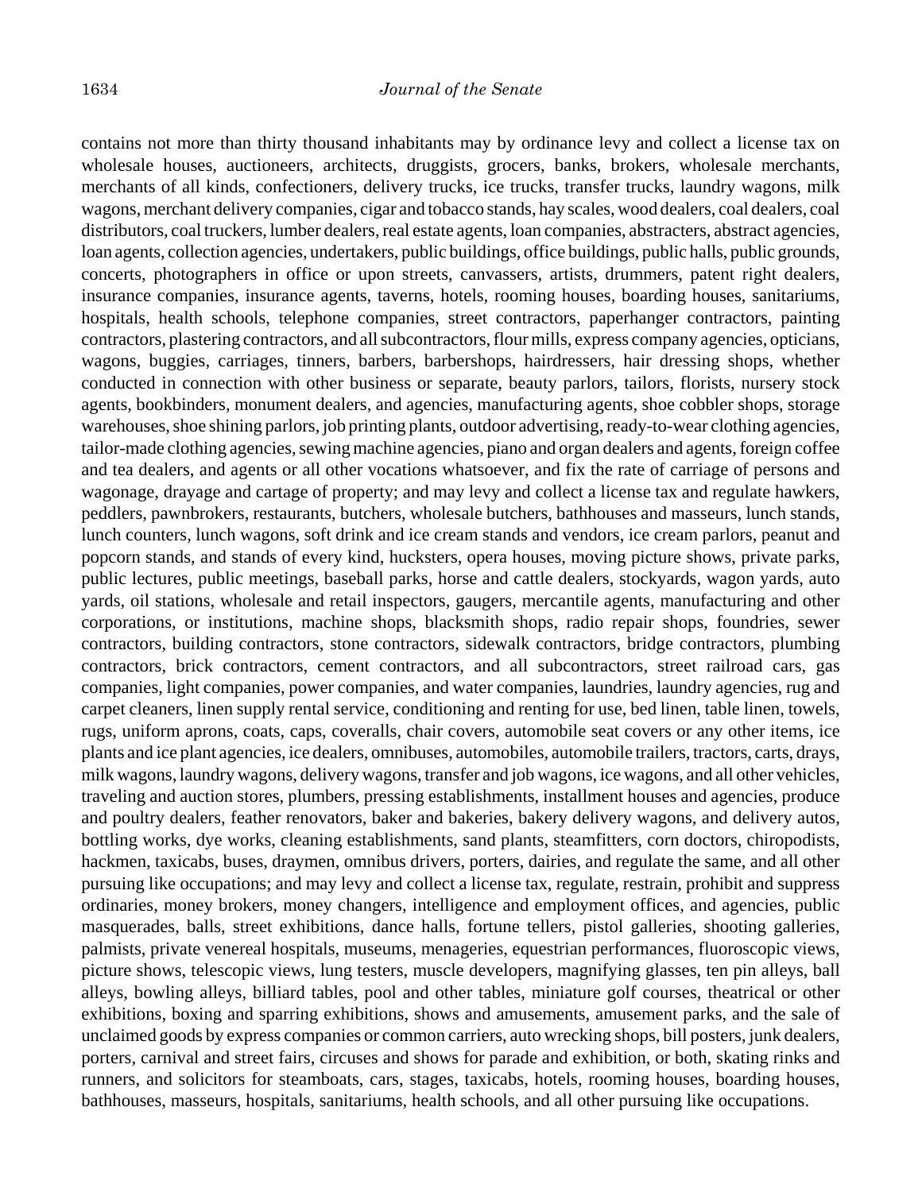contains not more than thirty thousand inhabitants may by ordinance levy and collect a license tax on wholesale houses, auctioneers, architects, druggists, grocers, banks, brokers, wholesale merchants, merchants of all kinds, confectioners, delivery trucks, ice trucks, transfer trucks, laundry wagons, milk wagons, merchant delivery companies, cigar and tobacco stands, hay scales, wood dealers, coal dealers, coal distributors, coal truckers, lumber dealers, real estate agents, loan companies, abstracters, abstract agencies, loan agents, collection agencies, undertakers, public buildings, office buildings, public halls, public grounds, concerts, photographers in office or upon streets, canvassers, artists, drummers, patent right dealers, insurance companies, insurance agents, taverns, hotels, rooming houses, boarding houses, sanitariums, hospitals, health schools, telephone companies, street contractors, paperhanger contractors, painting contractors, plastering contractors, and all subcontractors, flour mills, express company agencies, opticians, wagons, buggies, carriages, tinners, barbers, barbershops, hairdressers, hair dressing shops, whether conducted in connection with other business or separate, beauty parlors, tailors, florists, nursery stock agents, bookbinders, monument dealers, and agencies, manufacturing agents, shoe cobbler shops, storage warehouses, shoe shining parlors, job printing plants, outdoor advertising, ready-to-wear clothing agencies, tailor-made clothing agencies, sewing machine agencies, piano and organ dealers and agents, foreign coffee and tea dealers, and agents or all other vocations whatsoever, and fix the rate of carriage of persons and wagonage, drayage and cartage of property; and may levy and collect a license tax and regulate hawkers, peddlers, pawnbrokers, restaurants, butchers, wholesale butchers, bathhouses and masseurs, lunch stands, lunch counters, lunch wagons, soft drink and ice cream stands and vendors, ice cream parlors, peanut and popcorn stands, and stands of every kind, hucksters, opera houses, moving picture shows, private parks, public lectures, public meetings, baseball parks, horse and cattle dealers, stockyards, wagon yards, auto yards, oil stations, wholesale and retail inspectors, gaugers, mercantile agents, manufacturing and other corporations, or institutions, machine shops, blacksmith shops, radio repair shops, foundries, sewer contractors, building contractors, stone contractors, sidewalk contractors, bridge contractors, plumbing contractors, brick contractors, cement contractors, and all subcontractors, street railroad cars, gas companies, light companies, power companies, and water companies, laundries, laundry agencies, rug and carpet cleaners, linen supply rental service, conditioning and renting for use, bed linen, table linen, towels, rugs, uniform aprons, coats, caps, coveralls, chair covers, automobile seat covers or any other items, ice plants and ice plant agencies, ice dealers, omnibuses, automobiles, automobile trailers, tractors, carts, drays, milk wagons, laundry wagons, delivery wagons, transfer and job wagons, ice wagons, and all other vehicles, traveling and auction stores, plumbers, pressing establishments, installment houses and agencies, produce and poultry dealers, feather renovators, baker and bakeries, bakery delivery wagons, and delivery autos, bottling works, dye works, cleaning establishments, sand plants, steamfitters, corn doctors, chiropodists, hackmen, taxicabs, buses, draymen, omnibus drivers, porters, dairies, and regulate the same, and all other pursuing like occupations; and may levy and collect a license tax, regulate, restrain, prohibit and suppress ordinaries, money brokers, money changers, intelligence and employment offices, and agencies, public masquerades, balls, street exhibitions, dance halls, fortune tellers, pistol galleries, shooting galleries, palmists, private venereal hospitals, museums, menageries, equestrian performances, fluoroscopic views, picture shows, telescopic views, lung testers, muscle developers, magnifying glasses, ten pin alleys, ball alleys, bowling alleys, billiard tables, pool and other tables, miniature golf courses, theatrical or other exhibitions, boxing and sparring exhibitions, shows and amusements, amusement parks, and the sale of unclaimed goods by express companies or common carriers, auto wrecking shops, bill posters, junk dealers, porters, carnival and street fairs, circuses and shows for parade and exhibition, or both, skating rinks and runners, and solicitors for steamboats, cars, stages, taxicabs, hotels, rooming houses, boarding houses, bathhouses, masseurs, hospitals, sanitariums, health schools, and all other pursuing like occupations.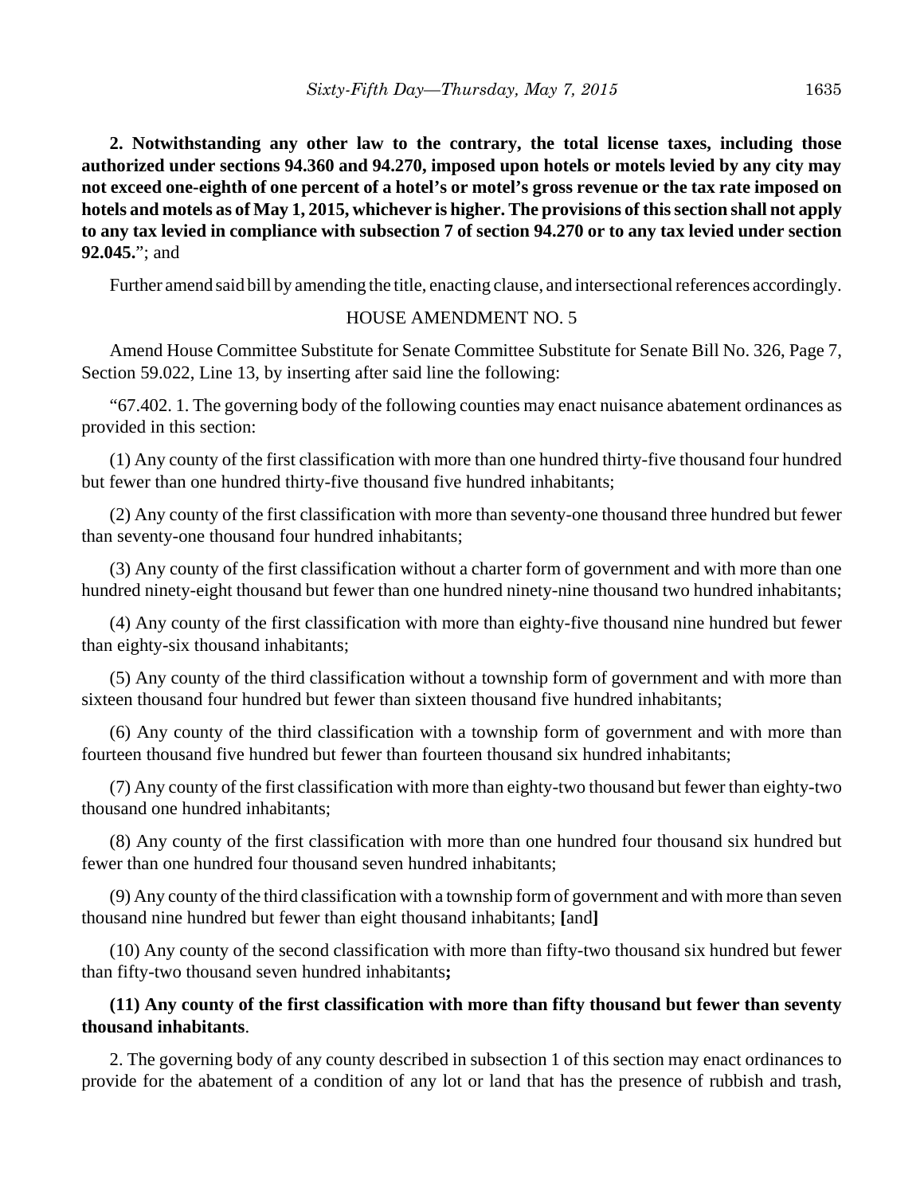**2. Notwithstanding any other law to the contrary, the total license taxes, including those authorized under sections 94.360 and 94.270, imposed upon hotels or motels levied by any city may not exceed one-eighth of one percent of a hotel's or motel's gross revenue or the tax rate imposed on hotels and motels as of May 1, 2015, whichever is higher. The provisions of this section shall not apply to any tax levied in compliance with subsection 7 of section 94.270 or to any tax levied under section 92.045.**"; and

Further amend said bill by amending the title, enacting clause, and intersectional references accordingly.

HOUSE AMENDMENT NO. 5

Amend House Committee Substitute for Senate Committee Substitute for Senate Bill No. 326, Page 7, Section 59.022, Line 13, by inserting after said line the following:

"67.402. 1. The governing body of the following counties may enact nuisance abatement ordinances as provided in this section:

(1) Any county of the first classification with more than one hundred thirty-five thousand four hundred but fewer than one hundred thirty-five thousand five hundred inhabitants;

(2) Any county of the first classification with more than seventy-one thousand three hundred but fewer than seventy-one thousand four hundred inhabitants;

(3) Any county of the first classification without a charter form of government and with more than one hundred ninety-eight thousand but fewer than one hundred ninety-nine thousand two hundred inhabitants;

(4) Any county of the first classification with more than eighty-five thousand nine hundred but fewer than eighty-six thousand inhabitants;

(5) Any county of the third classification without a township form of government and with more than sixteen thousand four hundred but fewer than sixteen thousand five hundred inhabitants;

(6) Any county of the third classification with a township form of government and with more than fourteen thousand five hundred but fewer than fourteen thousand six hundred inhabitants;

(7) Any county of the first classification with more than eighty-two thousand but fewer than eighty-two thousand one hundred inhabitants;

(8) Any county of the first classification with more than one hundred four thousand six hundred but fewer than one hundred four thousand seven hundred inhabitants;

(9) Any county of the third classification with a township form of government and with more than seven thousand nine hundred but fewer than eight thousand inhabitants; **[**and**]**

(10) Any county of the second classification with more than fifty-two thousand six hundred but fewer than fifty-two thousand seven hundred inhabitants**;**

**(11) Any county of the first classification with more than fifty thousand but fewer than seventy thousand inhabitants**.

2. The governing body of any county described in subsection 1 of this section may enact ordinances to provide for the abatement of a condition of any lot or land that has the presence of rubbish and trash,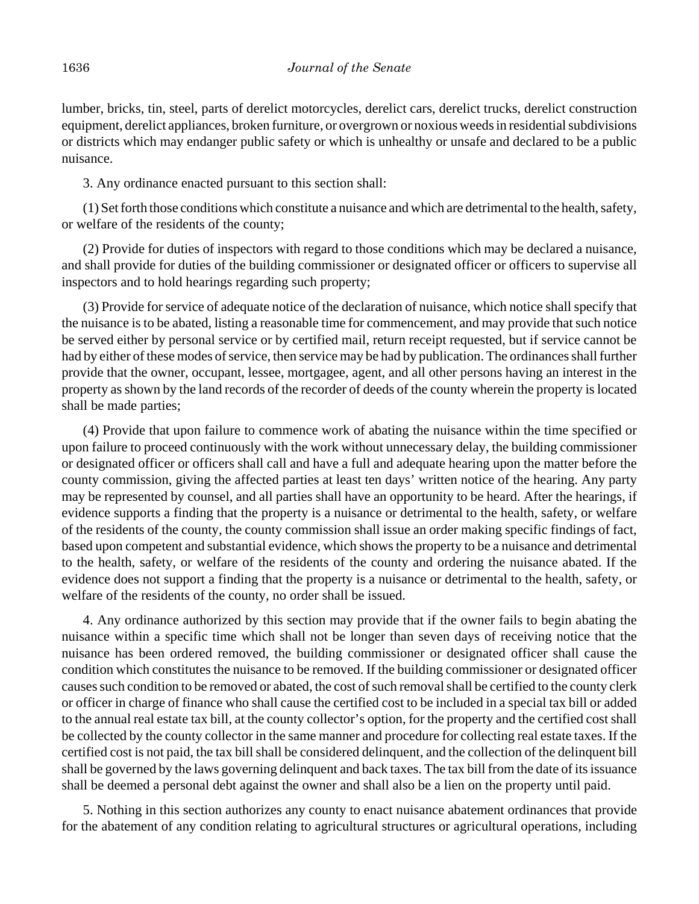lumber, bricks, tin, steel, parts of derelict motorcycles, derelict cars, derelict trucks, derelict construction equipment, derelict appliances, broken furniture, or overgrown or noxious weeds in residential subdivisions or districts which may endanger public safety or which is unhealthy or unsafe and declared to be a public nuisance.

3. Any ordinance enacted pursuant to this section shall:

(1) Set forth those conditions which constitute a nuisance and which are detrimental to the health, safety, or welfare of the residents of the county;

(2) Provide for duties of inspectors with regard to those conditions which may be declared a nuisance, and shall provide for duties of the building commissioner or designated officer or officers to supervise all inspectors and to hold hearings regarding such property;

(3) Provide for service of adequate notice of the declaration of nuisance, which notice shall specify that the nuisance is to be abated, listing a reasonable time for commencement, and may provide that such notice be served either by personal service or by certified mail, return receipt requested, but if service cannot be had by either of these modes of service, then service may be had by publication. The ordinances shall further provide that the owner, occupant, lessee, mortgagee, agent, and all other persons having an interest in the property as shown by the land records of the recorder of deeds of the county wherein the property is located shall be made parties;

(4) Provide that upon failure to commence work of abating the nuisance within the time specified or upon failure to proceed continuously with the work without unnecessary delay, the building commissioner or designated officer or officers shall call and have a full and adequate hearing upon the matter before the county commission, giving the affected parties at least ten days' written notice of the hearing. Any party may be represented by counsel, and all parties shall have an opportunity to be heard. After the hearings, if evidence supports a finding that the property is a nuisance or detrimental to the health, safety, or welfare of the residents of the county, the county commission shall issue an order making specific findings of fact, based upon competent and substantial evidence, which shows the property to be a nuisance and detrimental to the health, safety, or welfare of the residents of the county and ordering the nuisance abated. If the evidence does not support a finding that the property is a nuisance or detrimental to the health, safety, or welfare of the residents of the county, no order shall be issued.

4. Any ordinance authorized by this section may provide that if the owner fails to begin abating the nuisance within a specific time which shall not be longer than seven days of receiving notice that the nuisance has been ordered removed, the building commissioner or designated officer shall cause the condition which constitutes the nuisance to be removed. If the building commissioner or designated officer causes such condition to be removed or abated, the cost of such removal shall be certified to the county clerk or officer in charge of finance who shall cause the certified cost to be included in a special tax bill or added to the annual real estate tax bill, at the county collector's option, for the property and the certified cost shall be collected by the county collector in the same manner and procedure for collecting real estate taxes. If the certified cost is not paid, the tax bill shall be considered delinquent, and the collection of the delinquent bill shall be governed by the laws governing delinquent and back taxes. The tax bill from the date of its issuance shall be deemed a personal debt against the owner and shall also be a lien on the property until paid.

5. Nothing in this section authorizes any county to enact nuisance abatement ordinances that provide for the abatement of any condition relating to agricultural structures or agricultural operations, including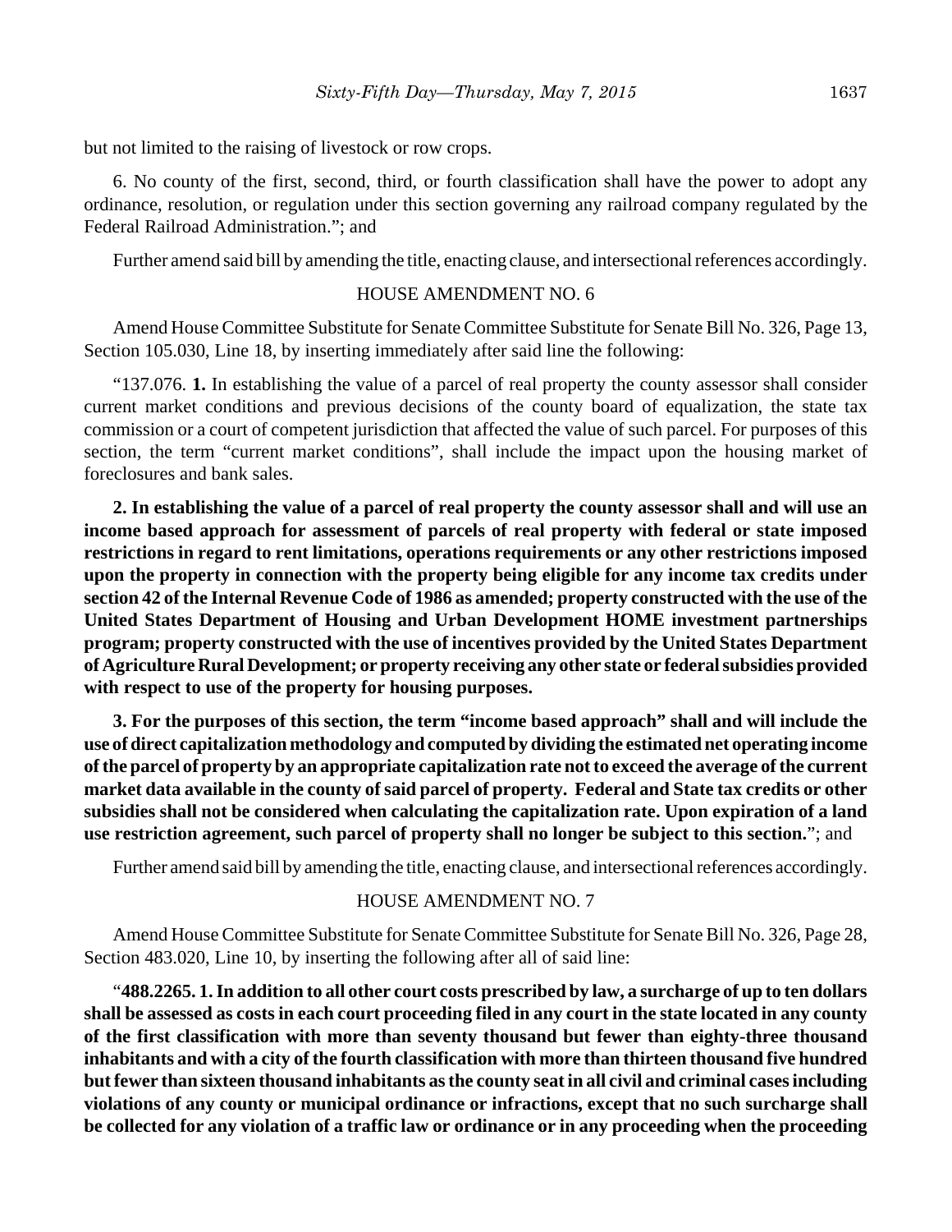but not limited to the raising of livestock or row crops.

6. No county of the first, second, third, or fourth classification shall have the power to adopt any ordinance, resolution, or regulation under this section governing any railroad company regulated by the Federal Railroad Administration."; and

Further amend said bill by amending the title, enacting clause, and intersectional references accordingly.

HOUSE AMENDMENT NO. 6

Amend House Committee Substitute for Senate Committee Substitute for Senate Bill No. 326, Page 13, Section 105.030, Line 18, by inserting immediately after said line the following:

"137.076. **1.** In establishing the value of a parcel of real property the county assessor shall consider current market conditions and previous decisions of the county board of equalization, the state tax commission or a court of competent jurisdiction that affected the value of such parcel. For purposes of this section, the term "current market conditions", shall include the impact upon the housing market of foreclosures and bank sales.

**2. In establishing the value of a parcel of real property the county assessor shall and will use an income based approach for assessment of parcels of real property with federal or state imposed restrictions in regard to rent limitations, operations requirements or any other restrictions imposed upon the property in connection with the property being eligible for any income tax credits under section 42 of the Internal Revenue Code of 1986 as amended; property constructed with the use of the United States Department of Housing and Urban Development HOME investment partnerships program; property constructed with the use of incentives provided by the United States Department of Agriculture Rural Development; or property receiving any other state or federal subsidies provided with respect to use of the property for housing purposes.**

**3. For the purposes of this section, the term "income based approach" shall and will include the use of direct capitalization methodology and computed by dividing the estimated net operating income of the parcel of property by an appropriate capitalization rate not to exceed the average of the current market data available in the county of said parcel of property. Federal and State tax credits or other subsidies shall not be considered when calculating the capitalization rate. Upon expiration of a land use restriction agreement, such parcel of property shall no longer be subject to this section.**"; and

Further amend said bill by amending the title, enacting clause, and intersectional references accordingly.

HOUSE AMENDMENT NO. 7

Amend House Committee Substitute for Senate Committee Substitute for Senate Bill No. 326, Page 28, Section 483.020, Line 10, by inserting the following after all of said line:

"**488.2265. 1. In addition to all other court costs prescribed by law, a surcharge of up to ten dollars shall be assessed as costs in each court proceeding filed in any court in the state located in any county of the first classification with more than seventy thousand but fewer than eighty-three thousand inhabitants and with a city of the fourth classification with more than thirteen thousand five hundred but fewer than sixteen thousand inhabitants as the county seat in all civil and criminal cases including violations of any county or municipal ordinance or infractions, except that no such surcharge shall be collected for any violation of a traffic law or ordinance or in any proceeding when the proceeding**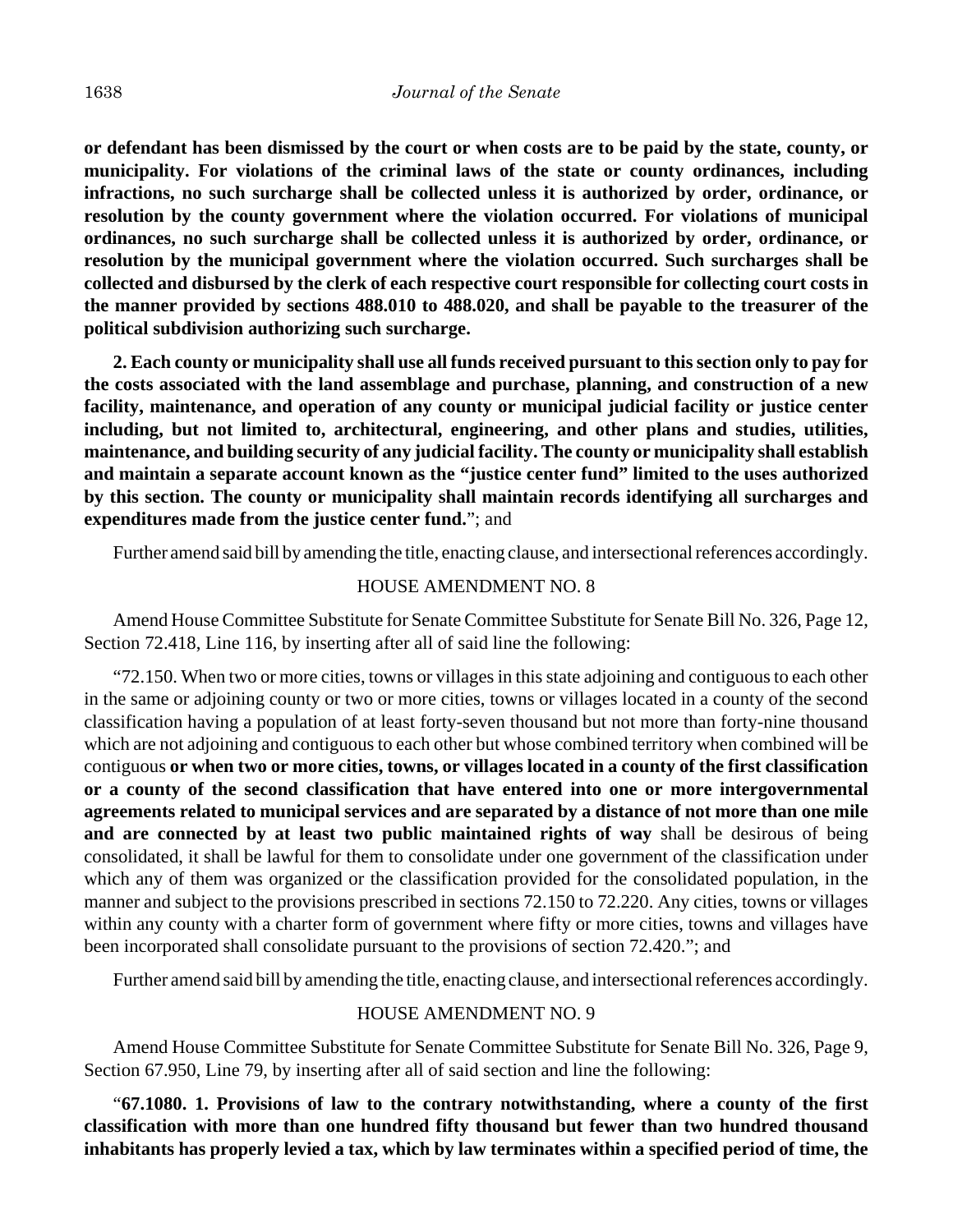**or defendant has been dismissed by the court or when costs are to be paid by the state, county, or municipality. For violations of the criminal laws of the state or county ordinances, including infractions, no such surcharge shall be collected unless it is authorized by order, ordinance, or resolution by the county government where the violation occurred. For violations of municipal ordinances, no such surcharge shall be collected unless it is authorized by order, ordinance, or resolution by the municipal government where the violation occurred. Such surcharges shall be collected and disbursed by the clerk of each respective court responsible for collecting court costs in the manner provided by sections 488.010 to 488.020, and shall be payable to the treasurer of the political subdivision authorizing such surcharge.**

**2. Each county or municipality shall use all funds received pursuant to this section only to pay for the costs associated with the land assemblage and purchase, planning, and construction of a new facility, maintenance, and operation of any county or municipal judicial facility or justice center including, but not limited to, architectural, engineering, and other plans and studies, utilities, maintenance, and building security of any judicial facility. The county or municipality shall establish and maintain a separate account known as the "justice center fund" limited to the uses authorized by this section. The county or municipality shall maintain records identifying all surcharges and expenditures made from the justice center fund.**"; and

Further amend said bill by amending the title, enacting clause, and intersectional references accordingly.

HOUSE AMENDMENT NO. 8

Amend House Committee Substitute for Senate Committee Substitute for Senate Bill No. 326, Page 12, Section 72.418, Line 116, by inserting after all of said line the following:

"72.150. When two or more cities, towns or villages in this state adjoining and contiguous to each other in the same or adjoining county or two or more cities, towns or villages located in a county of the second classification having a population of at least forty-seven thousand but not more than forty-nine thousand which are not adjoining and contiguous to each other but whose combined territory when combined will be contiguous **or when two or more cities, towns, or villages located in a county of the first classification or a county of the second classification that have entered into one or more intergovernmental agreements related to municipal services and are separated by a distance of not more than one mile and are connected by at least two public maintained rights of way** shall be desirous of being consolidated, it shall be lawful for them to consolidate under one government of the classification under which any of them was organized or the classification provided for the consolidated population, in the manner and subject to the provisions prescribed in sections 72.150 to 72.220. Any cities, towns or villages within any county with a charter form of government where fifty or more cities, towns and villages have been incorporated shall consolidate pursuant to the provisions of section 72.420."; and

Further amend said bill by amending the title, enacting clause, and intersectional references accordingly.

HOUSE AMENDMENT NO. 9

Amend House Committee Substitute for Senate Committee Substitute for Senate Bill No. 326, Page 9, Section 67.950, Line 79, by inserting after all of said section and line the following:

"**67.1080. 1. Provisions of law to the contrary notwithstanding, where a county of the first classification with more than one hundred fifty thousand but fewer than two hundred thousand inhabitants has properly levied a tax, which by law terminates within a specified period of time, the**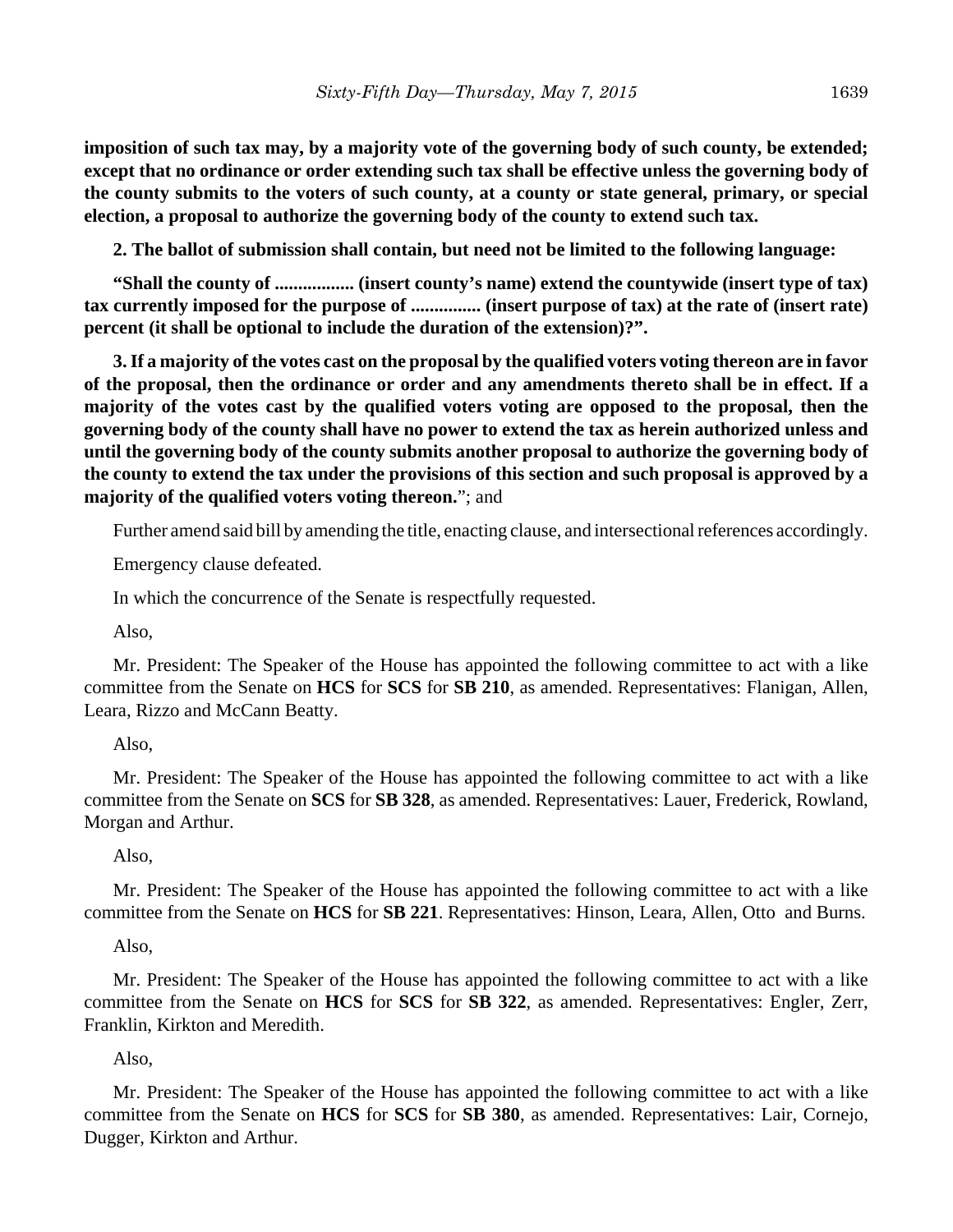**imposition of such tax may, by a majority vote of the governing body of such county, be extended; except that no ordinance or order extending such tax shall be effective unless the governing body of the county submits to the voters of such county, at a county or state general, primary, or special election, a proposal to authorize the governing body of the county to extend such tax.**

**2. The ballot of submission shall contain, but need not be limited to the following language:**

**"Shall the county of ................. (insert county's name) extend the countywide (insert type of tax) tax currently imposed for the purpose of ............... (insert purpose of tax) at the rate of (insert rate) percent (it shall be optional to include the duration of the extension)?".**

**3. If a majority of the votes cast on the proposal by the qualified voters voting thereon are in favor of the proposal, then the ordinance or order and any amendments thereto shall be in effect. If a majority of the votes cast by the qualified voters voting are opposed to the proposal, then the governing body of the county shall have no power to extend the tax as herein authorized unless and until the governing body of the county submits another proposal to authorize the governing body of the county to extend the tax under the provisions of this section and such proposal is approved by a majority of the qualified voters voting thereon.**"; and

Further amend said bill by amending the title, enacting clause, and intersectional references accordingly.

Emergency clause defeated.

In which the concurrence of the Senate is respectfully requested.

Also,

Mr. President: The Speaker of the House has appointed the following committee to act with a like committee from the Senate on **HCS** for **SCS** for **SB 210**, as amended. Representatives: Flanigan, Allen, Leara, Rizzo and McCann Beatty.

Also,

Mr. President: The Speaker of the House has appointed the following committee to act with a like committee from the Senate on **SCS** for **SB 328**, as amended. Representatives: Lauer, Frederick, Rowland, Morgan and Arthur.

Also,

Mr. President: The Speaker of the House has appointed the following committee to act with a like committee from the Senate on **HCS** for **SB 221**. Representatives: Hinson, Leara, Allen, Otto and Burns.

Also,

Mr. President: The Speaker of the House has appointed the following committee to act with a like committee from the Senate on **HCS** for **SCS** for **SB 322**, as amended. Representatives: Engler, Zerr, Franklin, Kirkton and Meredith.

Also,

Mr. President: The Speaker of the House has appointed the following committee to act with a like committee from the Senate on **HCS** for **SCS** for **SB 380**, as amended. Representatives: Lair, Cornejo, Dugger, Kirkton and Arthur.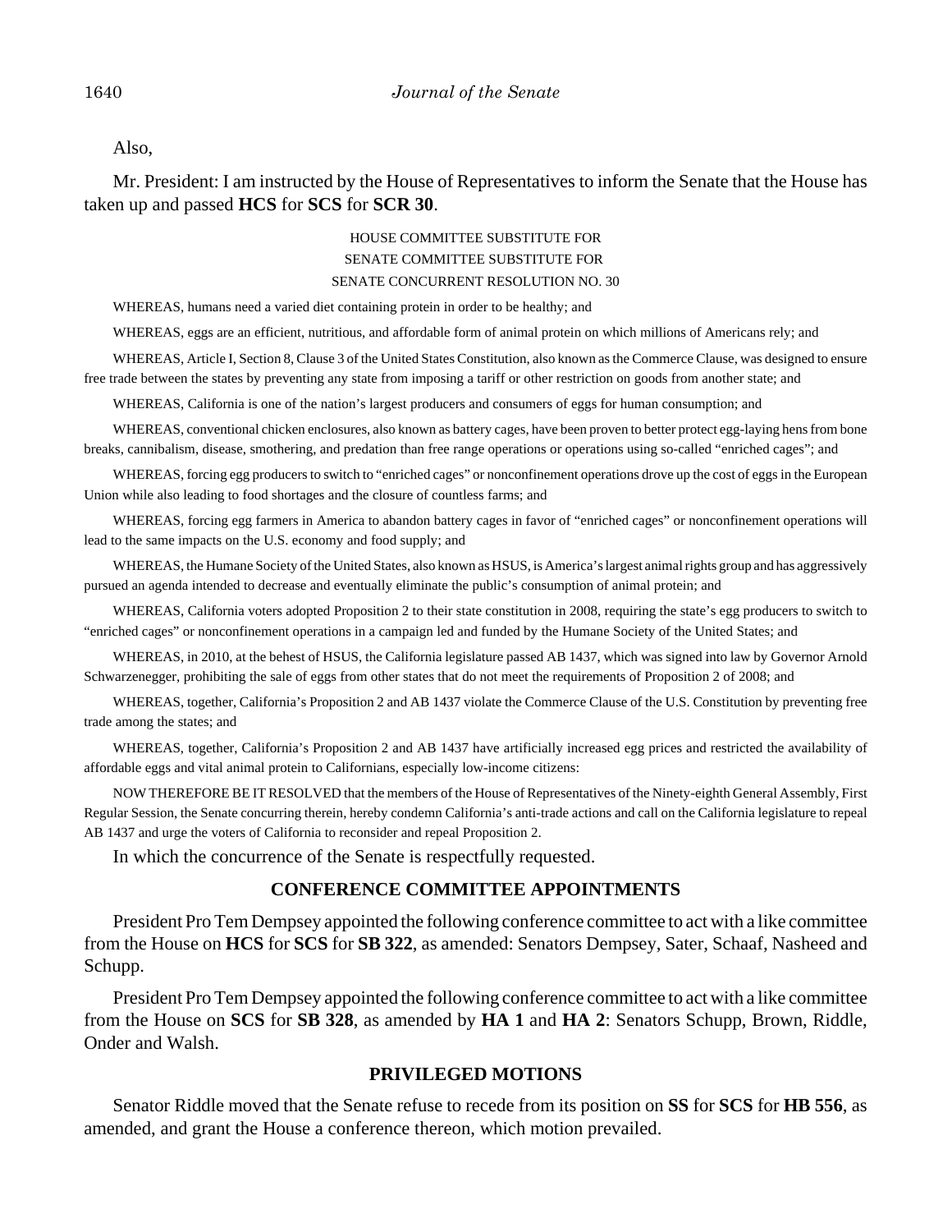Also,

Mr. President: I am instructed by the House of Representatives to inform the Senate that the House has taken up and passed **HCS** for **SCS** for **SCR 30**.

HOUSE COMMITTEE SUBSTITUTE FOR
SENATE COMMITTEE SUBSTITUTE FOR
SENATE CONCURRENT RESOLUTION NO. 30

WHEREAS, humans need a varied diet containing protein in order to be healthy; and

WHEREAS, eggs are an efficient, nutritious, and affordable form of animal protein on which millions of Americans rely; and

WHEREAS, Article I, Section 8, Clause 3 of the United States Constitution, also known as the Commerce Clause, was designed to ensure free trade between the states by preventing any state from imposing a tariff or other restriction on goods from another state; and

WHEREAS, California is one of the nation's largest producers and consumers of eggs for human consumption; and

WHEREAS, conventional chicken enclosures, also known as battery cages, have been proven to better protect egg-laying hens from bone breaks, cannibalism, disease, smothering, and predation than free range operations or operations using so-called "enriched cages"; and

WHEREAS, forcing egg producers to switch to "enriched cages" or nonconfinement operations drove up the cost of eggs in the European Union while also leading to food shortages and the closure of countless farms; and

WHEREAS, forcing egg farmers in America to abandon battery cages in favor of "enriched cages" or nonconfinement operations will lead to the same impacts on the U.S. economy and food supply; and

WHEREAS, the Humane Society of the United States, also known as HSUS, is America's largest animal rights group and has aggressively pursued an agenda intended to decrease and eventually eliminate the public's consumption of animal protein; and

WHEREAS, California voters adopted Proposition 2 to their state constitution in 2008, requiring the state's egg producers to switch to "enriched cages" or nonconfinement operations in a campaign led and funded by the Humane Society of the United States; and

WHEREAS, in 2010, at the behest of HSUS, the California legislature passed AB 1437, which was signed into law by Governor Arnold Schwarzenegger, prohibiting the sale of eggs from other states that do not meet the requirements of Proposition 2 of 2008; and

WHEREAS, together, California's Proposition 2 and AB 1437 violate the Commerce Clause of the U.S. Constitution by preventing free trade among the states; and

WHEREAS, together, California's Proposition 2 and AB 1437 have artificially increased egg prices and restricted the availability of affordable eggs and vital animal protein to Californians, especially low-income citizens:

NOW THEREFORE BE IT RESOLVED that the members of the House of Representatives of the Ninety-eighth General Assembly, First Regular Session, the Senate concurring therein, hereby condemn California's anti-trade actions and call on the California legislature to repeal AB 1437 and urge the voters of California to reconsider and repeal Proposition 2.

In which the concurrence of the Senate is respectfully requested.

## CONFERENCE COMMITTEE APPOINTMENTS

President Pro Tem Dempsey appointed the following conference committee to act with a like committee from the House on **HCS** for **SCS** for **SB 322**, as amended: Senators Dempsey, Sater, Schaaf, Nasheed and Schupp.

President Pro Tem Dempsey appointed the following conference committee to act with a like committee from the House on **SCS** for **SB 328**, as amended by **HA 1** and **HA 2**: Senators Schupp, Brown, Riddle, Onder and Walsh.

## PRIVILEGED MOTIONS

Senator Riddle moved that the Senate refuse to recede from its position on **SS** for **SCS** for **HB 556**, as amended, and grant the House a conference thereon, which motion prevailed.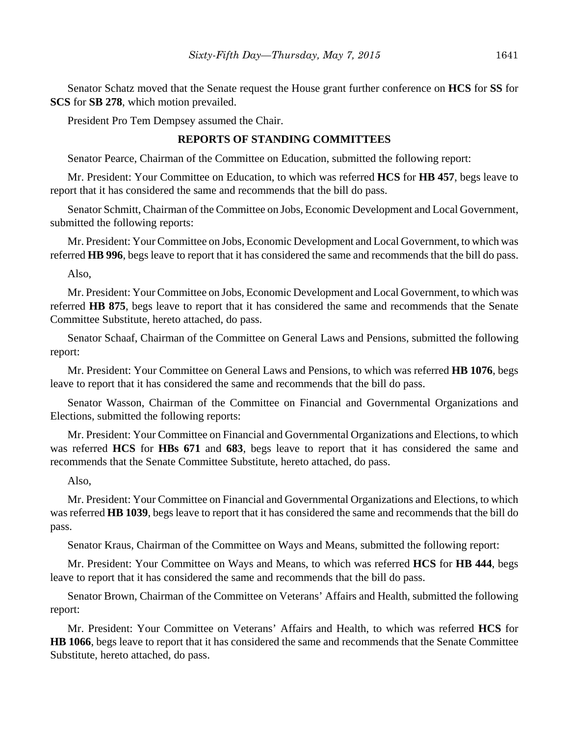Senator Schatz moved that the Senate request the House grant further conference on **HCS** for **SS** for **SCS** for **SB 278**, which motion prevailed.

President Pro Tem Dempsey assumed the Chair.

## REPORTS OF STANDING COMMITTEES

Senator Pearce, Chairman of the Committee on Education, submitted the following report:

Mr. President: Your Committee on Education, to which was referred **HCS** for **HB 457**, begs leave to report that it has considered the same and recommends that the bill do pass.

Senator Schmitt, Chairman of the Committee on Jobs, Economic Development and Local Government, submitted the following reports:

Mr. President: Your Committee on Jobs, Economic Development and Local Government, to which was referred **HB 996**, begs leave to report that it has considered the same and recommends that the bill do pass.

Also,

Mr. President: Your Committee on Jobs, Economic Development and Local Government, to which was referred **HB 875**, begs leave to report that it has considered the same and recommends that the Senate Committee Substitute, hereto attached, do pass.

Senator Schaaf, Chairman of the Committee on General Laws and Pensions, submitted the following report:

Mr. President: Your Committee on General Laws and Pensions, to which was referred **HB 1076**, begs leave to report that it has considered the same and recommends that the bill do pass.

Senator Wasson, Chairman of the Committee on Financial and Governmental Organizations and Elections, submitted the following reports:

Mr. President: Your Committee on Financial and Governmental Organizations and Elections, to which was referred **HCS** for **HBs 671** and **683**, begs leave to report that it has considered the same and recommends that the Senate Committee Substitute, hereto attached, do pass.

Also,

Mr. President: Your Committee on Financial and Governmental Organizations and Elections, to which was referred **HB 1039**, begs leave to report that it has considered the same and recommends that the bill do pass.

Senator Kraus, Chairman of the Committee on Ways and Means, submitted the following report:

Mr. President: Your Committee on Ways and Means, to which was referred **HCS** for **HB 444**, begs leave to report that it has considered the same and recommends that the bill do pass.

Senator Brown, Chairman of the Committee on Veterans' Affairs and Health, submitted the following report:

Mr. President: Your Committee on Veterans' Affairs and Health, to which was referred **HCS** for **HB 1066**, begs leave to report that it has considered the same and recommends that the Senate Committee Substitute, hereto attached, do pass.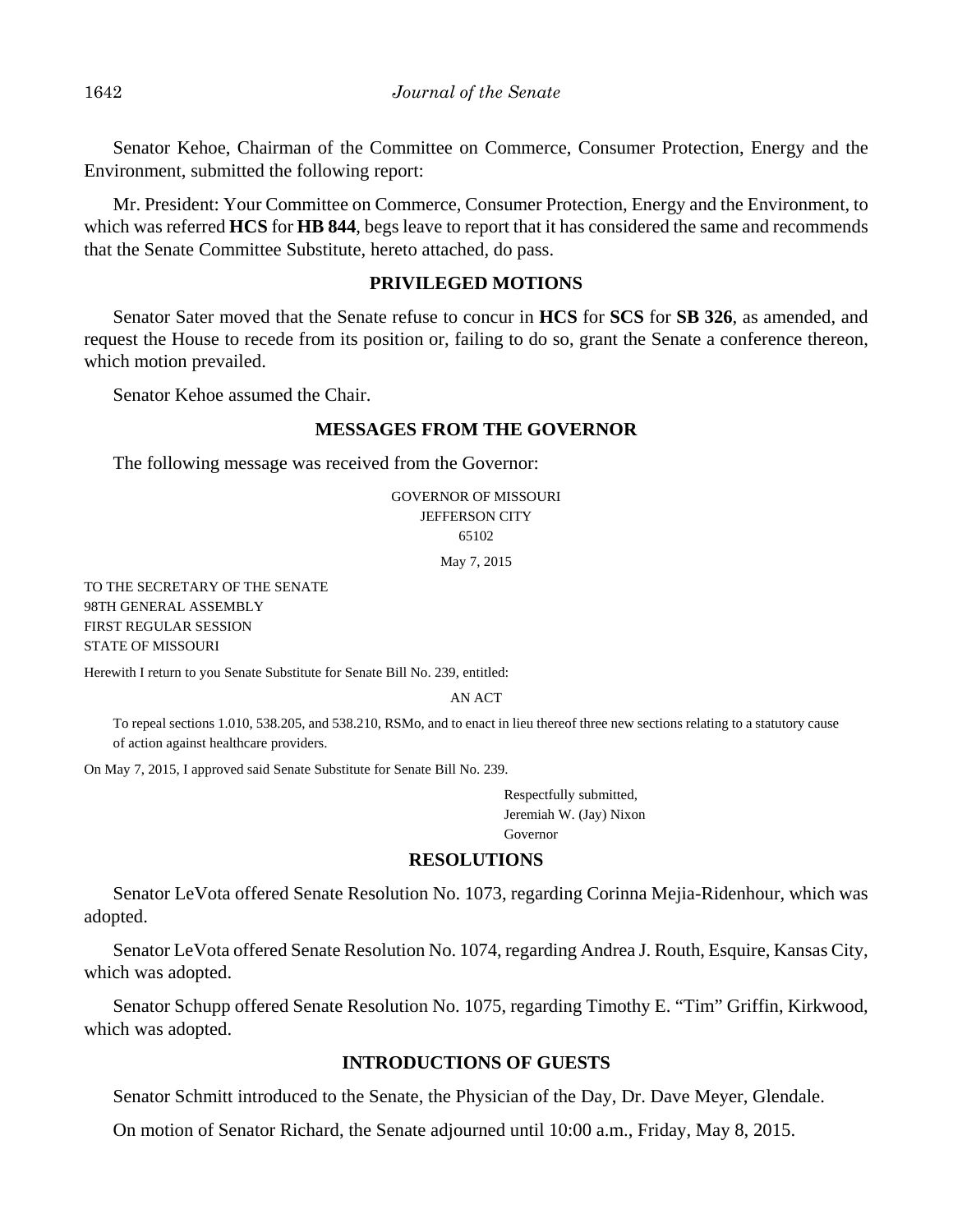Senator Kehoe, Chairman of the Committee on Commerce, Consumer Protection, Energy and the Environment, submitted the following report:

Mr. President: Your Committee on Commerce, Consumer Protection, Energy and the Environment, to which was referred **HCS** for **HB 844**, begs leave to report that it has considered the same and recommends that the Senate Committee Substitute, hereto attached, do pass.

## PRIVILEGED MOTIONS

Senator Sater moved that the Senate refuse to concur in **HCS** for **SCS** for **SB 326**, as amended, and request the House to recede from its position or, failing to do so, grant the Senate a conference thereon, which motion prevailed.

Senator Kehoe assumed the Chair.

## MESSAGES FROM THE GOVERNOR

The following message was received from the Governor:

GOVERNOR OF MISSOURI
JEFFERSON CITY
65102

May 7, 2015

TO THE SECRETARY OF THE SENATE
98TH GENERAL ASSEMBLY
FIRST REGULAR SESSION
STATE OF MISSOURI

Herewith I return to you Senate Substitute for Senate Bill No. 239, entitled:

AN ACT

To repeal sections 1.010, 538.205, and 538.210, RSMo, and to enact in lieu thereof three new sections relating to a statutory cause of action against healthcare providers.

On May 7, 2015, I approved said Senate Substitute for Senate Bill No. 239.

Respectfully submitted,
Jeremiah W. (Jay) Nixon
Governor

## RESOLUTIONS

Senator LeVota offered Senate Resolution No. 1073, regarding Corinna Mejia-Ridenhour, which was adopted.

Senator LeVota offered Senate Resolution No. 1074, regarding Andrea J. Routh, Esquire, Kansas City, which was adopted.

Senator Schupp offered Senate Resolution No. 1075, regarding Timothy E. "Tim" Griffin, Kirkwood, which was adopted.

## INTRODUCTIONS OF GUESTS

Senator Schmitt introduced to the Senate, the Physician of the Day, Dr. Dave Meyer, Glendale.

On motion of Senator Richard, the Senate adjourned until 10:00 a.m., Friday, May 8, 2015.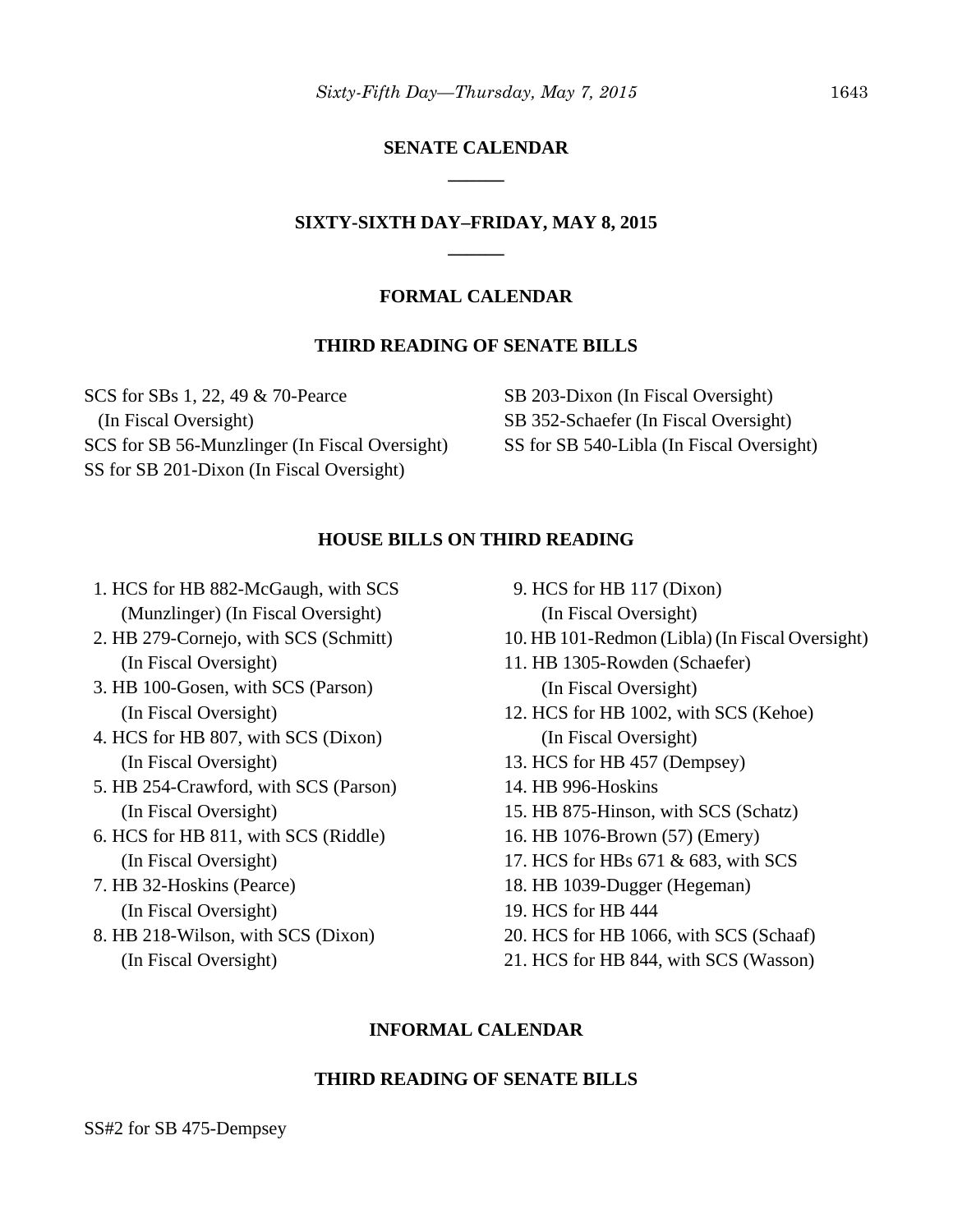## SENATE CALENDAR

______

## SIXTY-SIXTH DAY–FRIDAY, MAY 8, 2015

______

### FORMAL CALENDAR

### THIRD READING OF SENATE BILLS

SCS for SBs 1, 22, 49 & 70-Pearce (In Fiscal Oversight)
SCS for SB 56-Munzlinger (In Fiscal Oversight)
SS for SB 201-Dixon (In Fiscal Oversight)
SB 203-Dixon (In Fiscal Oversight)
SB 352-Schaefer (In Fiscal Oversight)
SS for SB 540-Libla (In Fiscal Oversight)

### HOUSE BILLS ON THIRD READING

1. HCS for HB 882-McGaugh, with SCS (Munzlinger) (In Fiscal Oversight)
2. HB 279-Cornejo, with SCS (Schmitt) (In Fiscal Oversight)
3. HB 100-Gosen, with SCS (Parson) (In Fiscal Oversight)
4. HCS for HB 807, with SCS (Dixon) (In Fiscal Oversight)
5. HB 254-Crawford, with SCS (Parson) (In Fiscal Oversight)
6. HCS for HB 811, with SCS (Riddle) (In Fiscal Oversight)
7. HB 32-Hoskins (Pearce) (In Fiscal Oversight)
8. HB 218-Wilson, with SCS (Dixon) (In Fiscal Oversight)
9. HCS for HB 117 (Dixon) (In Fiscal Oversight)
10. HB 101-Redmon (Libla) (In Fiscal Oversight)
11. HB 1305-Rowden (Schaefer) (In Fiscal Oversight)
12. HCS for HB 1002, with SCS (Kehoe) (In Fiscal Oversight)
13. HCS for HB 457 (Dempsey)
14. HB 996-Hoskins
15. HB 875-Hinson, with SCS (Schatz)
16. HB 1076-Brown (57) (Emery)
17. HCS for HBs 671 & 683, with SCS
18. HB 1039-Dugger (Hegeman)
19. HCS for HB 444
20. HCS for HB 1066, with SCS (Schaaf)
21. HCS for HB 844, with SCS (Wasson)

### INFORMAL CALENDAR

### THIRD READING OF SENATE BILLS

SS#2 for SB 475-Dempsey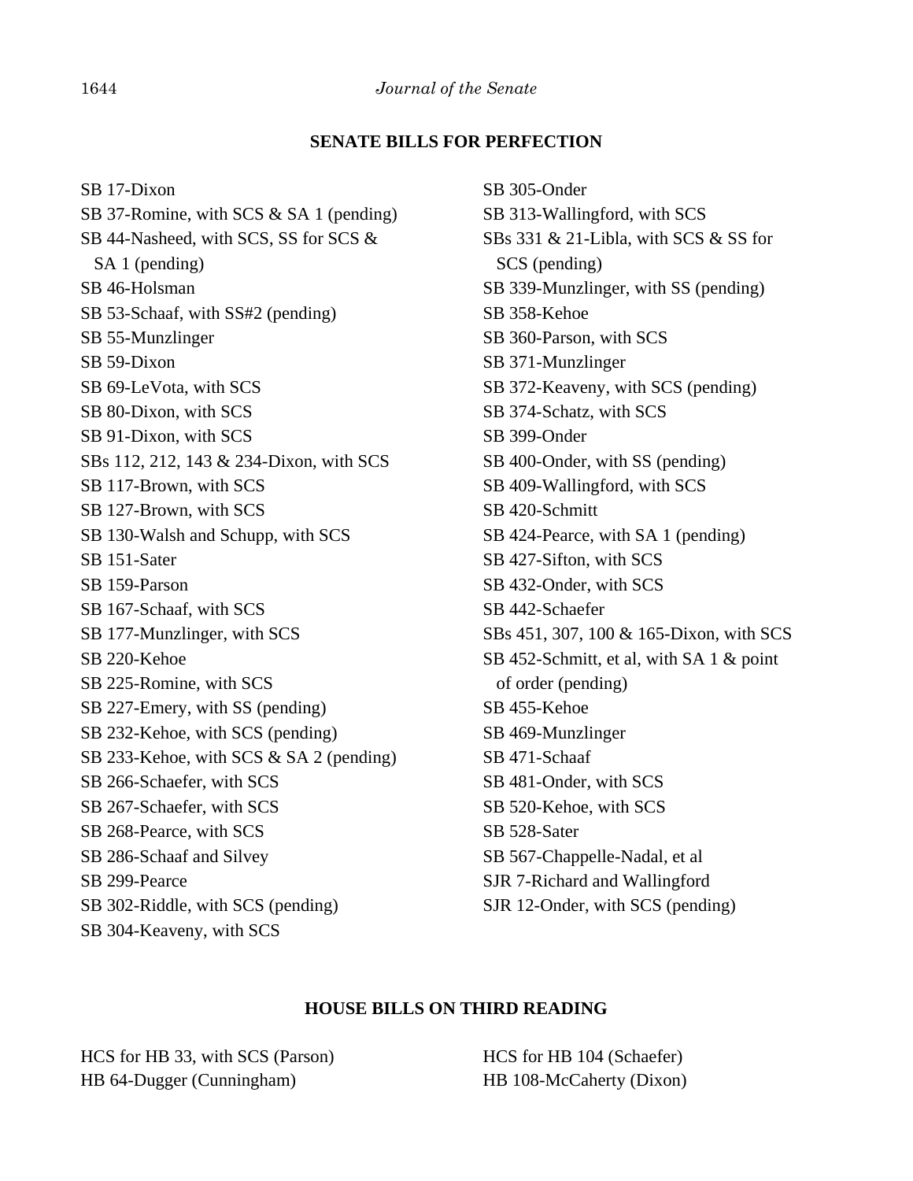**SENATE BILLS FOR PERFECTION**

SB 17-Dixon
SB 37-Romine, with SCS & SA 1 (pending)
SB 44-Nasheed, with SCS, SS for SCS & SA 1 (pending)
SB 46-Holsman
SB 53-Schaaf, with SS#2 (pending)
SB 55-Munzlinger
SB 59-Dixon
SB 69-LeVota, with SCS
SB 80-Dixon, with SCS
SB 91-Dixon, with SCS
SBs 112, 212, 143 & 234-Dixon, with SCS
SB 117-Brown, with SCS
SB 127-Brown, with SCS
SB 130-Walsh and Schupp, with SCS
SB 151-Sater
SB 159-Parson
SB 167-Schaaf, with SCS
SB 177-Munzlinger, with SCS
SB 220-Kehoe
SB 225-Romine, with SCS
SB 227-Emery, with SS (pending)
SB 232-Kehoe, with SCS (pending)
SB 233-Kehoe, with SCS & SA 2 (pending)
SB 266-Schaefer, with SCS
SB 267-Schaefer, with SCS
SB 268-Pearce, with SCS
SB 286-Schaaf and Silvey
SB 299-Pearce
SB 302-Riddle, with SCS (pending)
SB 304-Keaveny, with SCS
SB 305-Onder
SB 313-Wallingford, with SCS
SBs 331 & 21-Libla, with SCS & SS for SCS (pending)
SB 339-Munzlinger, with SS (pending)
SB 358-Kehoe
SB 360-Parson, with SCS
SB 371-Munzlinger
SB 372-Keaveny, with SCS (pending)
SB 374-Schatz, with SCS
SB 399-Onder
SB 400-Onder, with SS (pending)
SB 409-Wallingford, with SCS
SB 420-Schmitt
SB 424-Pearce, with SA 1 (pending)
SB 427-Sifton, with SCS
SB 432-Onder, with SCS
SB 442-Schaefer
SBs 451, 307, 100 & 165-Dixon, with SCS
SB 452-Schmitt, et al, with SA 1 & point of order (pending)
SB 455-Kehoe
SB 469-Munzlinger
SB 471-Schaaf
SB 481-Onder, with SCS
SB 520-Kehoe, with SCS
SB 528-Sater
SB 567-Chappelle-Nadal, et al
SJR 7-Richard and Wallingford
SJR 12-Onder, with SCS (pending)

**HOUSE BILLS ON THIRD READING**

HCS for HB 33, with SCS (Parson)
HB 64-Dugger (Cunningham)
HCS for HB 104 (Schaefer)
HB 108-McCaherty (Dixon)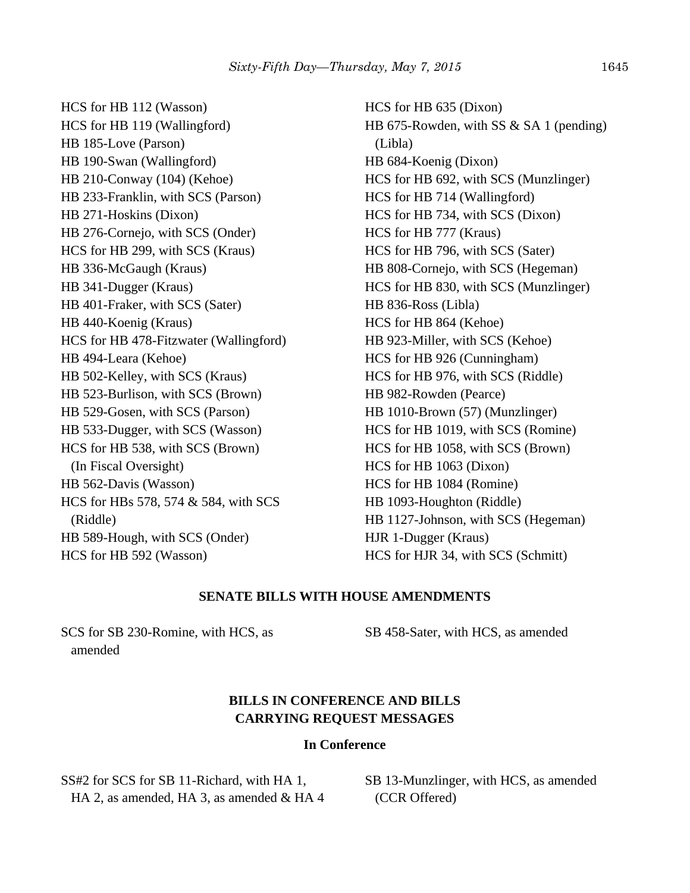HCS for HB 112 (Wasson)
HCS for HB 119 (Wallingford)
HB 185-Love (Parson)
HB 190-Swan (Wallingford)
HB 210-Conway (104) (Kehoe)
HB 233-Franklin, with SCS (Parson)
HB 271-Hoskins (Dixon)
HB 276-Cornejo, with SCS (Onder)
HCS for HB 299, with SCS (Kraus)
HB 336-McGaugh (Kraus)
HB 341-Dugger (Kraus)
HB 401-Fraker, with SCS (Sater)
HB 440-Koenig (Kraus)
HCS for HB 478-Fitzwater (Wallingford)
HB 494-Leara (Kehoe)
HB 502-Kelley, with SCS (Kraus)
HB 523-Burlison, with SCS (Brown)
HB 529-Gosen, with SCS (Parson)
HB 533-Dugger, with SCS (Wasson)
HCS for HB 538, with SCS (Brown)
(In Fiscal Oversight)
HB 562-Davis (Wasson)
HCS for HBs 578, 574 & 584, with SCS
(Riddle)
HB 589-Hough, with SCS (Onder)
HCS for HB 592 (Wasson)
HCS for HB 635 (Dixon)
HB 675-Rowden, with SS & SA 1 (pending)
(Libla)
HB 684-Koenig (Dixon)
HCS for HB 692, with SCS (Munzlinger)
HCS for HB 714 (Wallingford)
HCS for HB 734, with SCS (Dixon)
HCS for HB 777 (Kraus)
HCS for HB 796, with SCS (Sater)
HB 808-Cornejo, with SCS (Hegeman)
HCS for HB 830, with SCS (Munzlinger)
HB 836-Ross (Libla)
HCS for HB 864 (Kehoe)
HB 923-Miller, with SCS (Kehoe)
HCS for HB 926 (Cunningham)
HCS for HB 976, with SCS (Riddle)
HB 982-Rowden (Pearce)
HB 1010-Brown (57) (Munzlinger)
HCS for HB 1019, with SCS (Romine)
HCS for HB 1058, with SCS (Brown)
HCS for HB 1063 (Dixon)
HCS for HB 1084 (Romine)
HB 1093-Houghton (Riddle)
HB 1127-Johnson, with SCS (Hegeman)
HJR 1-Dugger (Kraus)
HCS for HJR 34, with SCS (Schmitt)

## SENATE BILLS WITH HOUSE AMENDMENTS

SCS for SB 230-Romine, with HCS, as amended
SB 458-Sater, with HCS, as amended

## BILLS IN CONFERENCE AND BILLS CARRYING REQUEST MESSAGES

### In Conference

SS#2 for SCS for SB 11-Richard, with HA 1, HA 2, as amended, HA 3, as amended & HA 4
SB 13-Munzlinger, with HCS, as amended (CCR Offered)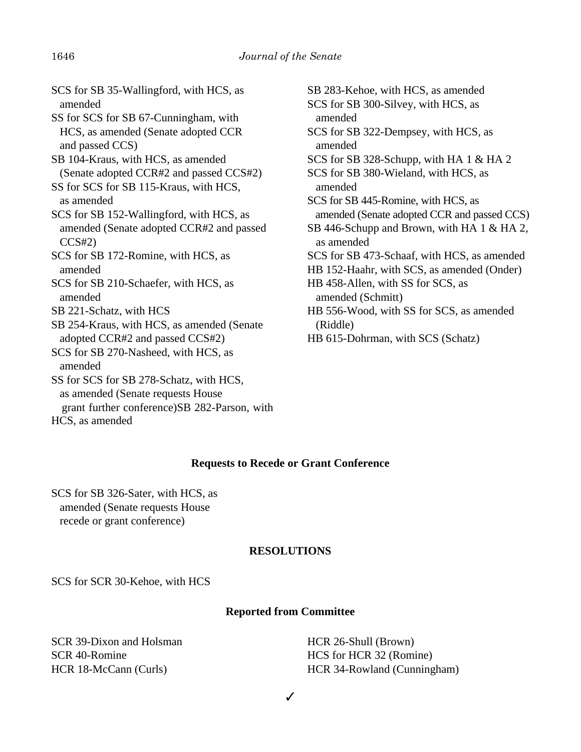SCS for SB 35-Wallingford, with HCS, as amended

SS for SCS for SB 67-Cunningham, with HCS, as amended (Senate adopted CCR and passed CCS)

SB 104-Kraus, with HCS, as amended (Senate adopted CCR#2 and passed CCS#2)

SS for SCS for SB 115-Kraus, with HCS, as amended

SCS for SB 152-Wallingford, with HCS, as amended (Senate adopted CCR#2 and passed CCS#2)

SCS for SB 172-Romine, with HCS, as amended

SCS for SB 210-Schaefer, with HCS, as amended

SB 221-Schatz, with HCS

SB 254-Kraus, with HCS, as amended (Senate adopted CCR#2 and passed CCS#2)

SCS for SB 270-Nasheed, with HCS, as amended

SS for SCS for SB 278-Schatz, with HCS, as amended (Senate requests House grant further conference)

SB 282-Parson, with HCS, as amended

SB 283-Kehoe, with HCS, as amended

SCS for SB 300-Silvey, with HCS, as amended

SCS for SB 322-Dempsey, with HCS, as amended

SCS for SB 328-Schupp, with HA 1 & HA 2

SCS for SB 380-Wieland, with HCS, as amended

SCS for SB 445-Romine, with HCS, as amended (Senate adopted CCR and passed CCS)

SB 446-Schupp and Brown, with HA 1 & HA 2, as amended

SCS for SB 473-Schaaf, with HCS, as amended

HB 152-Haahr, with SCS, as amended (Onder)

HB 458-Allen, with SS for SCS, as amended (Schmitt)

HB 556-Wood, with SS for SCS, as amended (Riddle)

HB 615-Dohrman, with SCS (Schatz)

## Requests to Recede or Grant Conference

SCS for SB 326-Sater, with HCS, as amended (Senate requests House recede or grant conference)

## RESOLUTIONS

SCS for SCR 30-Kehoe, with HCS

## Reported from Committee

SCR 39-Dixon and Holsman

SCR 40-Romine

HCR 18-McCann (Curls)

HCR 26-Shull (Brown)

HCS for HCR 32 (Romine)

HCR 34-Rowland (Cunningham)

✓